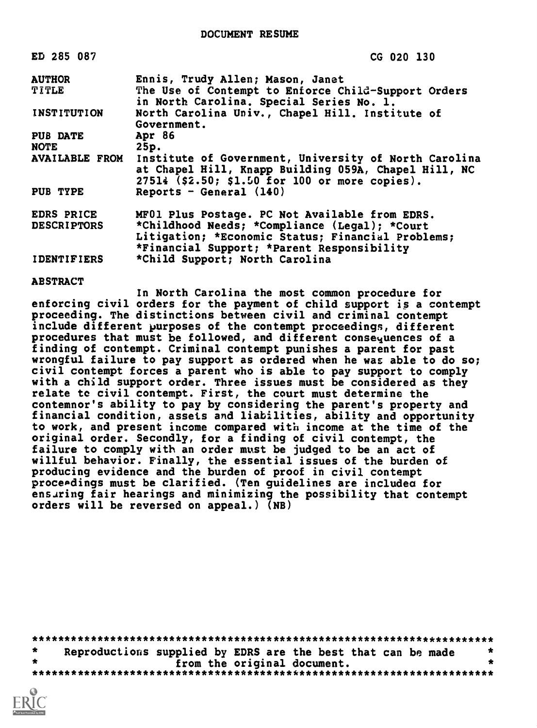DOCUMENT RESUME

| | |
|---|---|
| ED 285 087 | CG 020 130 |
| AUTHOR | Ennis, Trudy Allen; Mason, Janet |
| TITLE | The Use of Contempt to Enforce Child-Support Orders in North Carolina. Special Series No. 1. |
| INSTITUTION | North Carolina Univ., Chapel Hill. Institute of Government. |
| PUB DATE | Apr 86 |
| NOTE | 25p. |
| AVAILABLE FROM | Institute of Government, University of North Carolina at Chapel Hill, Knapp Building 059A, Chapel Hill, NC 27514 ($2.50; $1.50 for 100 or more copies). |
| PUB TYPE | Reports - General (140) |
| EDRS PRICE | MF01 Plus Postage. PC Not Available from EDRS. |
| DESCRIPTORS | *Childhood Needs; *Compliance (Legal); *Court Litigation; *Economic Status; Financial Problems; *Financial Support; *Parent Responsibility |
| IDENTIFIERS | *Child Support; North Carolina |

ABSTRACT

In North Carolina the most common procedure for enforcing civil orders for the payment of child support is a contempt proceeding. The distinctions between civil and criminal contempt include different purposes of the contempt proceedings, different procedures that must be followed, and different consequences of a finding of contempt. Criminal contempt punishes a parent for past wrongful failure to pay support as ordered when he was able to do so; civil contempt forces a parent who is able to pay support to comply with a child support order. Three issues must be considered as they relate to civil contempt. First, the court must determine the contemnor's ability to pay by considering the parent's property and financial condition, assets and liabilities, ability and opportunity to work, and present income compared with income at the time of the original order. Secondly, for a finding of civil contempt, the failure to comply with an order must be judged to be an act of willful behavior. Finally, the essential issues of the burden of producing evidence and the burden of proof in civil contempt proceedings must be clarified. (Ten guidelines are included for ensuring fair hearings and minimizing the possibility that contempt orders will be reversed on appeal.) (NB)

***********************************************************************
* Reproductions supplied by EDRS are the best that can be made *
* from the original document. *
***********************************************************************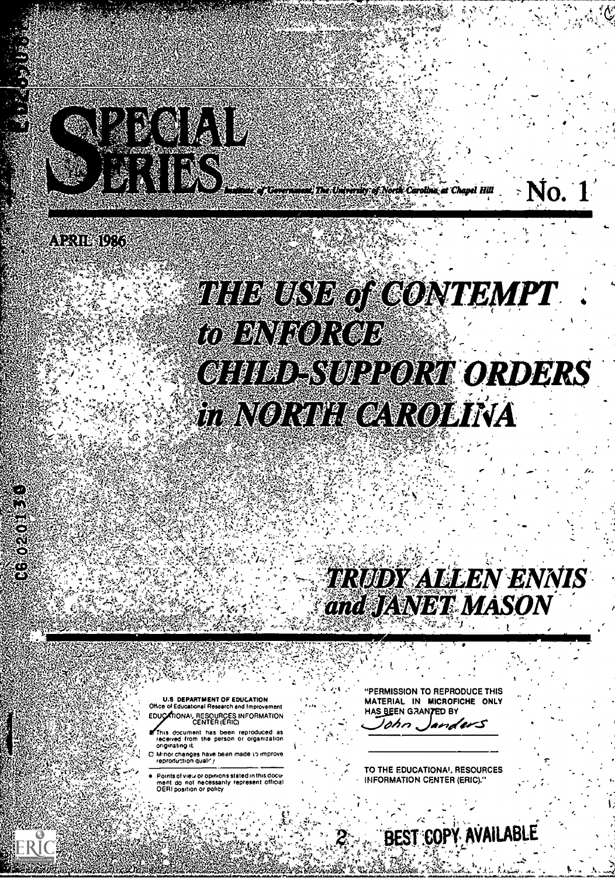# SPECIAL SERIES

Institute of Government The University of North Carolina at Chapel Hill

No. 1

APRIL 1986

# THE USE of CONTEMPT to ENFORCE CHILD-SUPPORT ORDERS in NORTH CAROLINA

## TRUDY ALLEN ENNIS and JANET MASON

U.S. DEPARTMENT OF EDUCATION
Office of Educational Research and Improvement
EDUCATIONAL RESOURCES INFORMATION CENTER (ERIC)

- This document has been reproduced as received from the person or organization originating it.
- Minor changes have been made to improve reproduction quality.

- Points of view or opinions stated in this document do not necessarily represent official OERI position or policy

"PERMISSION TO REPRODUCE THIS MATERIAL IN MICROFICHE ONLY HAS BEEN GRANTED BY

John Sanders

TO THE EDUCATIONAL RESOURCES INFORMATION CENTER (ERIC)."

BEST COPY AVAILABLE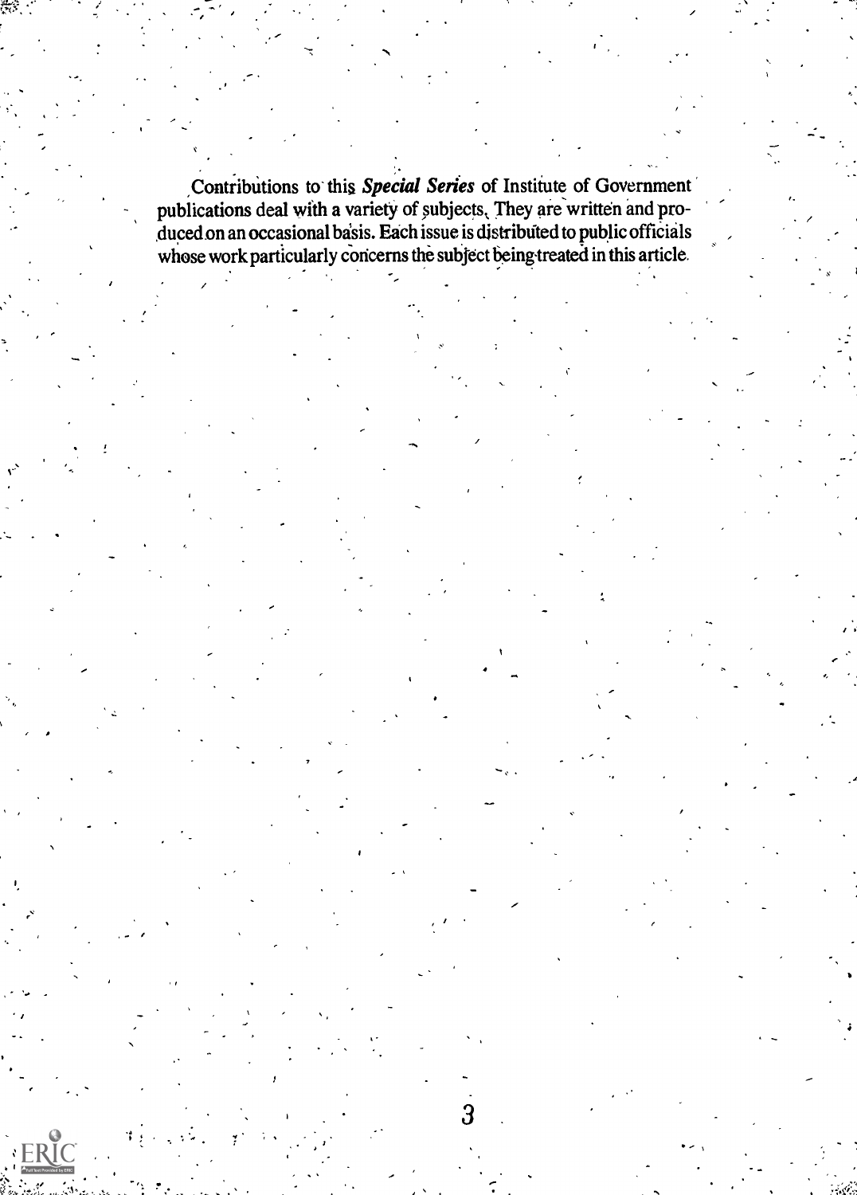Contributions to this ***Special Series*** of Institute of Government publications deal with a variety of subjects. They are written and produced on an occasional basis. Each issue is distributed to public officials whose work particularly concerns the subject being treated in this article.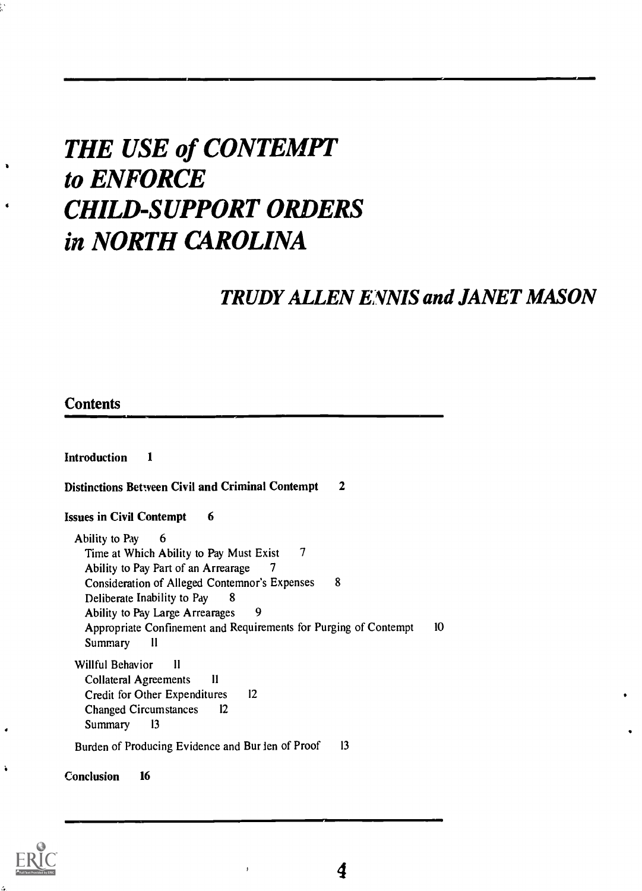# *THE USE of CONTEMPT to ENFORCE CHILD-SUPPORT ORDERS in NORTH CAROLINA*

## *TRUDY ALLEN ENNIS and JANET MASON*

## Contents

**Introduction** 1

**Distinctions Between Civil and Criminal Contempt** 2

**Issues in Civil Contempt** 6

- Ability to Pay 6
  - Time at Which Ability to Pay Must Exist 7
  - Ability to Pay Part of an Arrearage 7
  - Consideration of Alleged Contemnor's Expenses 8
  - Deliberate Inability to Pay 8
  - Ability to Pay Large Arrearages 9
  - Appropriate Confinement and Requirements for Purging of Contempt 10
  - Summary 11
- Willful Behavior 11
  - Collateral Agreements 11
  - Credit for Other Expenditures 12
  - Changed Circumstances 12
  - Summary 13
- Burden of Producing Evidence and Burden of Proof 13

**Conclusion** 16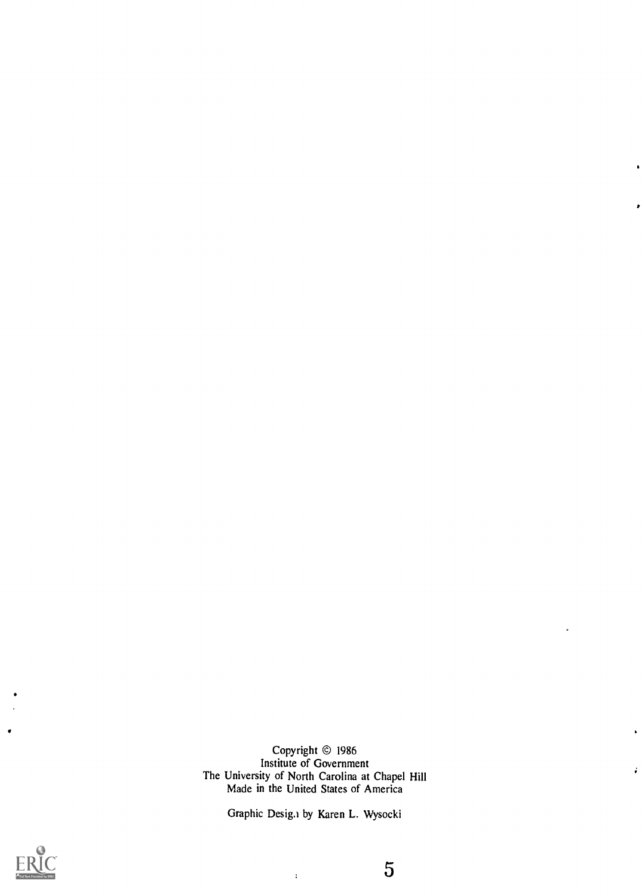Copyright © 1986
Institute of Government
The University of North Carolina at Chapel Hill
Made in the United States of America

Graphic Desig.ı by Karen L. Wysocki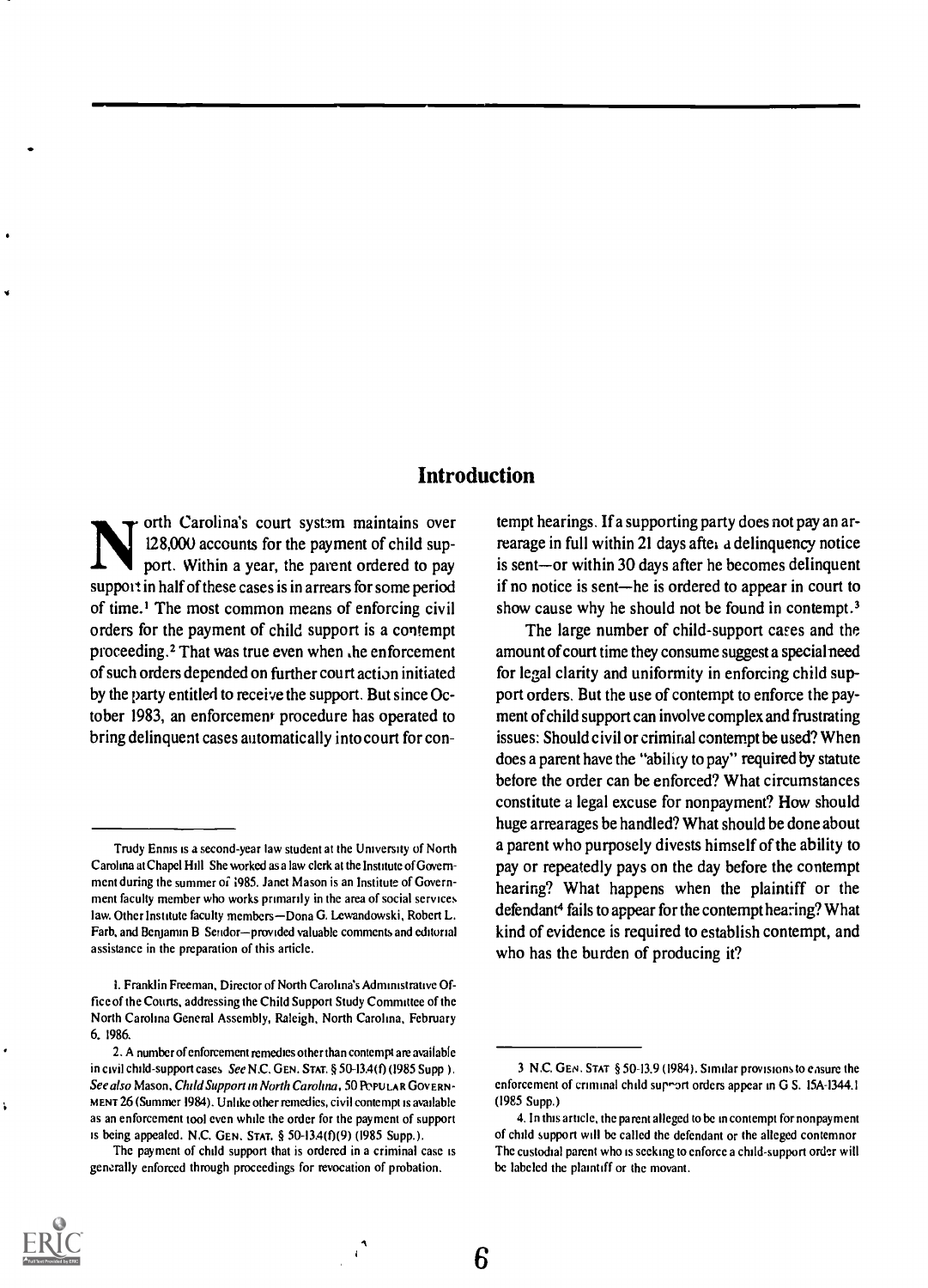## Introduction

North Carolina's court system maintains over 128,000 accounts for the payment of child support. Within a year, the parent ordered to pay support in half of these cases is in arrears for some period of time.[1] The most common means of enforcing civil orders for the payment of child support is a contempt proceeding.[2] That was true even when the enforcement of such orders depended on further court action initiated by the party entitled to receive the support. But since October 1983, an enforcement procedure has operated to bring delinquent cases automatically into court for contempt hearings. If a supporting party does not pay an arrearage in full within 21 days after a delinquency notice is sent—or within 30 days after he becomes delinquent if no notice is sent—he is ordered to appear in court to show cause why he should not be found in contempt.[3]

The large number of child-support cases and the amount of court time they consume suggest a special need for legal clarity and uniformity in enforcing child support orders. But the use of contempt to enforce the payment of child support can involve complex and frustrating issues: Should civil or criminal contempt be used? When does a parent have the "ability to pay" required by statute before the order can be enforced? What circumstances constitute a legal excuse for nonpayment? How should huge arrearages be handled? What should be done about a parent who purposely divests himself of the ability to pay or repeatedly pays on the day before the contempt hearing? What happens when the plaintiff or the defendant[4] fails to appear for the contempt hearing? What kind of evidence is required to establish contempt, and who has the burden of producing it?

---

Trudy Ennis is a second-year law student at the University of North Carolina at Chapel Hill. She worked as a law clerk at the Institute of Government during the summer of 1985. Janet Mason is an Institute of Government faculty member who works primarily in the area of social services law. Other Institute faculty members—Dona G. Lewandowski, Robert L. Farb, and Benjamin B. Sendor—provided valuable comments and editorial assistance in the preparation of this article.

1. Franklin Freeman, Director of North Carolina's Administrative Office of the Courts, addressing the Child Support Study Committee of the North Carolina General Assembly, Raleigh, North Carolina, February 6, 1986.

2. A number of enforcement remedies other than contempt are available in civil child-support cases. *See* N.C. GEN. STAT. § 50-13.4(f) (1985 Supp.). *See also* Mason, *Child Support in North Carolina*, 50 POPULAR GOVERNMENT 26 (Summer 1984). Unlike other remedies, civil contempt is available as an enforcement tool even while the order for the payment of support is being appealed. N.C. GEN. STAT. § 50-13.4(f)(9) (1985 Supp.).

The payment of child support that is ordered in a criminal case is generally enforced through proceedings for revocation of probation.

3. N.C. GEN. STAT. § 50-13.9 (1984). Similar provisions to ensure the enforcement of criminal child support orders appear in G.S. 15A-1344.1 (1985 Supp.)

4. In this article, the parent alleged to be in contempt for nonpayment of child support will be called the defendant or the alleged contemnor. The custodial parent who is seeking to enforce a child-support order will be labeled the plaintiff or the movant.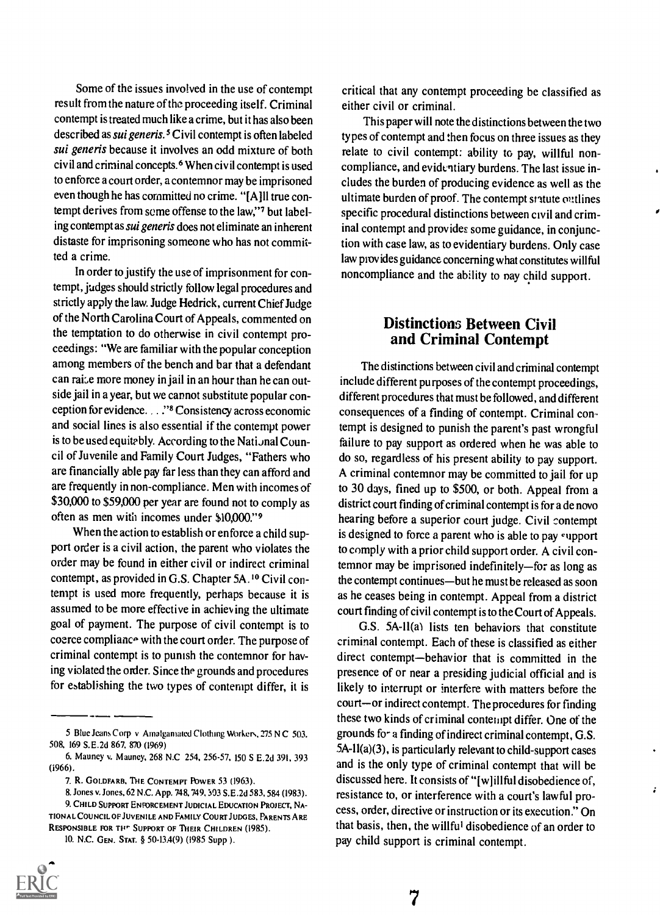Some of the issues involved in the use of contempt result from the nature of the proceeding itself. Criminal contempt is treated much like a crime, but it has also been described as *sui generis*.[5] Civil contempt is often labeled *sui generis* because it involves an odd mixture of both civil and criminal concepts.[6] When civil contempt is used to enforce a court order, a contemnor may be imprisoned even though he has committed no crime. "[A]ll true contempt derives from some offense to the law,"[7] but labeling contempt as *sui generis* does not eliminate an inherent distaste for imprisoning someone who has not committed a crime.

In order to justify the use of imprisonment for contempt, judges should strictly follow legal procedures and strictly apply the law. Judge Hedrick, current Chief Judge of the North Carolina Court of Appeals, commented on the temptation to do otherwise in civil contempt proceedings: "We are familiar with the popular conception among members of the bench and bar that a defendant can raise more money in jail in an hour than he can outside jail in a year, but we cannot substitute popular conception for evidence. . . ."[8] Consistency across economic and social lines is also essential if the contempt power is to be used equitably. According to the National Council of Juvenile and Family Court Judges, "Fathers who are financially able pay far less than they can afford and are frequently in non-compliance. Men with incomes of $30,000 to $59,000 per year are found not to comply as often as men with incomes under $10,000."[9]

When the action to establish or enforce a child support order is a civil action, the parent who violates the order may be found in either civil or indirect criminal contempt, as provided in G.S. Chapter 5A.[10] Civil contempt is used more frequently, perhaps because it is assumed to be more effective in achieving the ultimate goal of payment. The purpose of civil contempt is to coerce compliance with the court order. The purpose of criminal contempt is to punish the contemnor for having violated the order. Since the grounds and procedures for establishing the two types of contempt differ, it is critical that any contempt proceeding be classified as either civil or criminal.

This paper will note the distinctions between the two types of contempt and then focus on three issues as they relate to civil contempt: ability to pay, willful noncompliance, and evidentiary burdens. The last issue includes the burden of producing evidence as well as the ultimate burden of proof. The contempt statute outlines specific procedural distinctions between civil and criminal contempt and provides some guidance, in conjunction with case law, as to evidentiary burdens. Only case law provides guidance concerning what constitutes willful noncompliance and the ability to pay child support.

## Distinctions Between Civil and Criminal Contempt

The distinctions between civil and criminal contempt include different purposes of the contempt proceedings, different procedures that must be followed, and different consequences of a finding of contempt. Criminal contempt is designed to punish the parent's past wrongful failure to pay support as ordered when he was able to do so, regardless of his present ability to pay support. A criminal contemnor may be committed to jail for up to 30 days, fined up to $500, or both. Appeal from a district court finding of criminal contempt is for a de novo hearing before a superior court judge. Civil contempt is designed to force a parent who is able to pay support to comply with a prior child support order. A civil contemnor may be imprisoned indefinitely—for as long as the contempt continues—but he must be released as soon as he ceases being in contempt. Appeal from a district court finding of civil contempt is to the Court of Appeals.

G.S. 5A-11(a) lists ten behaviors that constitute criminal contempt. Each of these is classified as either direct contempt—behavior that is committed in the presence of or near a presiding judicial official and is likely to interrupt or interfere with matters before the court—or indirect contempt. The procedures for finding these two kinds of criminal contempt differ. One of the grounds for a finding of indirect criminal contempt, G.S. 5A-11(a)(3), is particularly relevant to child-support cases and is the only type of criminal contempt that will be discussed here. It consists of "[w]illful disobedience of, resistance to, or interference with a court's lawful process, order, directive or instruction or its execution." On that basis, then, the willful disobedience of an order to pay child support is criminal contempt.

---

5 Blue Jeans Corp. v. Amalgamated Clothing Workers, 275 N.C. 503, 508, 169 S.E.2d 867, 870 (1969).

6. Mauney v. Mauney, 268 N.C. 254, 256-57, 150 S.E.2d 391, 393 (1966).

7. R. Goldfarb, The Contempt Power 53 (1963).

8. Jones v. Jones, 62 N.C. App. 748, 749, 303 S.E.2d 583, 584 (1983).

9. Child Support Enforcement Judicial Education Project, National Council of Juvenile and Family Court Judges, Parents Are Responsible for the Support of Their Children (1985).

10. N.C. Gen. Stat. § 50-13.4(9) (1985 Supp.).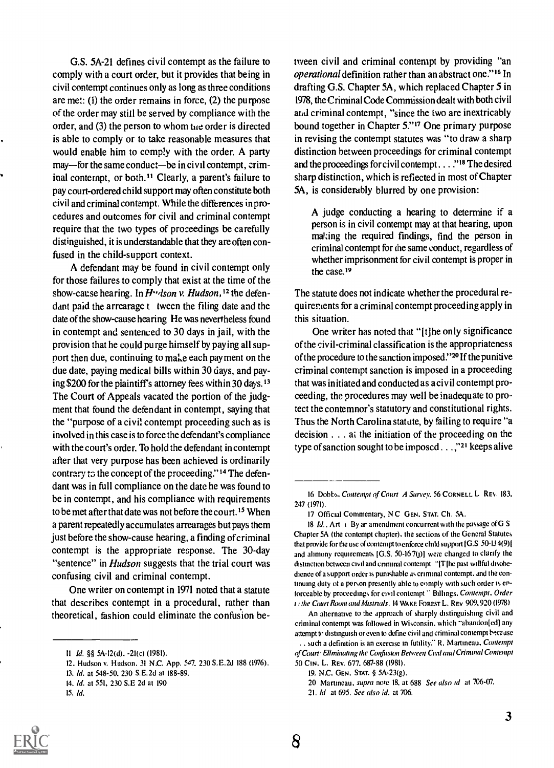G.S. 5A-21 defines civil contempt as the failure to comply with a court order, but it provides that being in civil contempt continues only as long as three conditions are met: (1) the order remains in force, (2) the purpose of the order may still be served by compliance with the order, and (3) the person to whom the order is directed is able to comply or to take reasonable measures that would enable him to comply with the order. A party may—for the same conduct—be in civil contempt, criminal contempt, or both.[11] Clearly, a parent's failure to pay court-ordered child support may often constitute both civil and criminal contempt. While the differences in procedures and outcomes for civil and criminal contempt require that the two types of proceedings be carefully distinguished, it is understandable that they are often confused in the child-support context.

A defendant may be found in civil contempt only for those failures to comply that exist at the time of the show-cause hearing. In *Hudson v. Hudson*,[12] the defendant paid the arrearage between the filing date and the date of the show-cause hearing. He was nevertheless found in contempt and sentenced to 30 days in jail, with the provision that he could purge himself by paying all support then due, continuing to make each payment on the due date, paying medical bills within 30 days, and paying $200 for the plaintiff's attorney fees within 30 days.[13] The Court of Appeals vacated the portion of the judgment that found the defendant in contempt, saying that the "purpose of a civil contempt proceeding such as is involved in this case is to force the defendant's compliance with the court's order. To hold the defendant in contempt after that very purpose has been achieved is ordinarily contrary to the concept of the proceeding."[14] The defendant was in full compliance on the date he was found to be in contempt, and his compliance with requirements to be met after that date was not before the court.[15] When a parent repeatedly accumulates arrearages but pays them just before the show-cause hearing, a finding of criminal contempt is the appropriate response. The 30-day "sentence" in *Hudson* suggests that the trial court was confusing civil and criminal contempt.

One writer on contempt in 1971 noted that a statute that describes contempt in a procedural, rather than theoretical, fashion could eliminate the confusion between civil and criminal contempt by providing "an *operational* definition rather than an abstract one."[16] In drafting G.S. Chapter 5A, which replaced Chapter 5 in 1978, the Criminal Code Commission dealt with both civil and criminal contempt, "since the two are inextricably bound together in Chapter 5."[17] One primary purpose in revising the contempt statutes was "to draw a sharp distinction between proceedings for criminal contempt and the proceedings for civil contempt. . . ."[18] The desired sharp distinction, which is reflected in most of Chapter 5A, is considerably blurred by one provision:

> A judge conducting a hearing to determine if a person is in civil contempt may at that hearing, upon making the required findings, find the person in criminal contempt for the same conduct, regardless of whether imprisonment for civil contempt is proper in the case.[19]

The statute does not indicate whether the procedural requirements for a criminal contempt proceeding apply in this situation.

One writer has noted that "[t]he only significance of the civil-criminal classification is the appropriateness of the procedure to the sanction imposed."[20] If the punitive criminal contempt sanction is imposed in a proceeding that was initiated and conducted as a civil contempt proceeding, the procedures may well be inadequate to protect the contemnor's statutory and constitutional rights. Thus the North Carolina statute, by failing to require "a decision . . . at the initiation of the proceeding on the type of sanction sought to be imposed . . .,"[21] keeps alive

---

11. *Id.* §§ 5A-12(d), -21(c) (1981).
12. Hudson v. Hudson, 31 N.C. App. 547, 230 S.E.2d 188 (1976).
13. *Id.* at 548-50, 230 S.E.2d at 188-89.
14. *Id.* at 551, 230 S.E.2d at 190.
15. *Id.*

16. Dobbs, *Contempt of Court: A Survey*, 56 CORNELL L. REV. 183, 247 (1971).
17. Official Commentary, N.C. GEN. STAT. Ch. 5A.
18. *Id.*, Art. 1. By an amendment concurrent with the passage of G.S. Chapter 5A (the contempt chapter), the sections of the General Statutes that provide for the use of contempt to enforce child support [G.S. 50-13.4(9)] and alimony requirements [G.S. 50-16.7(j)] were changed to clarify the distinction between civil and criminal contempt. "[T]he past willful disobedience of a support order is punishable as criminal contempt, and the continuing duty of a person presently able to comply with such order is enforceable by proceedings for civil contempt." Billings, *Contempt, Order in the Court Room and Mistrials*, 14 WAKE FOREST L. REV. 909, 920 (1978).

An alternative to the approach of sharply distinguishing civil and criminal contempt was followed in Wisconsin, which "abandon[ed] any attempt to distinguish or even to define civil and criminal contempt because . . . such a definition is an exercise in futility." R. Martineau, *Contempt of Court: Eliminating the Confusion Between Civil and Criminal Contempt*, 50 CIN. L. REV. 677, 687-88 (1981).
19. N.C. GEN. STAT. § 5A-23(g).
20. Martineau, *supra* note 18, at 688. *See also id.* at 706-07.
21. *Id.* at 695. *See also id.* at 706.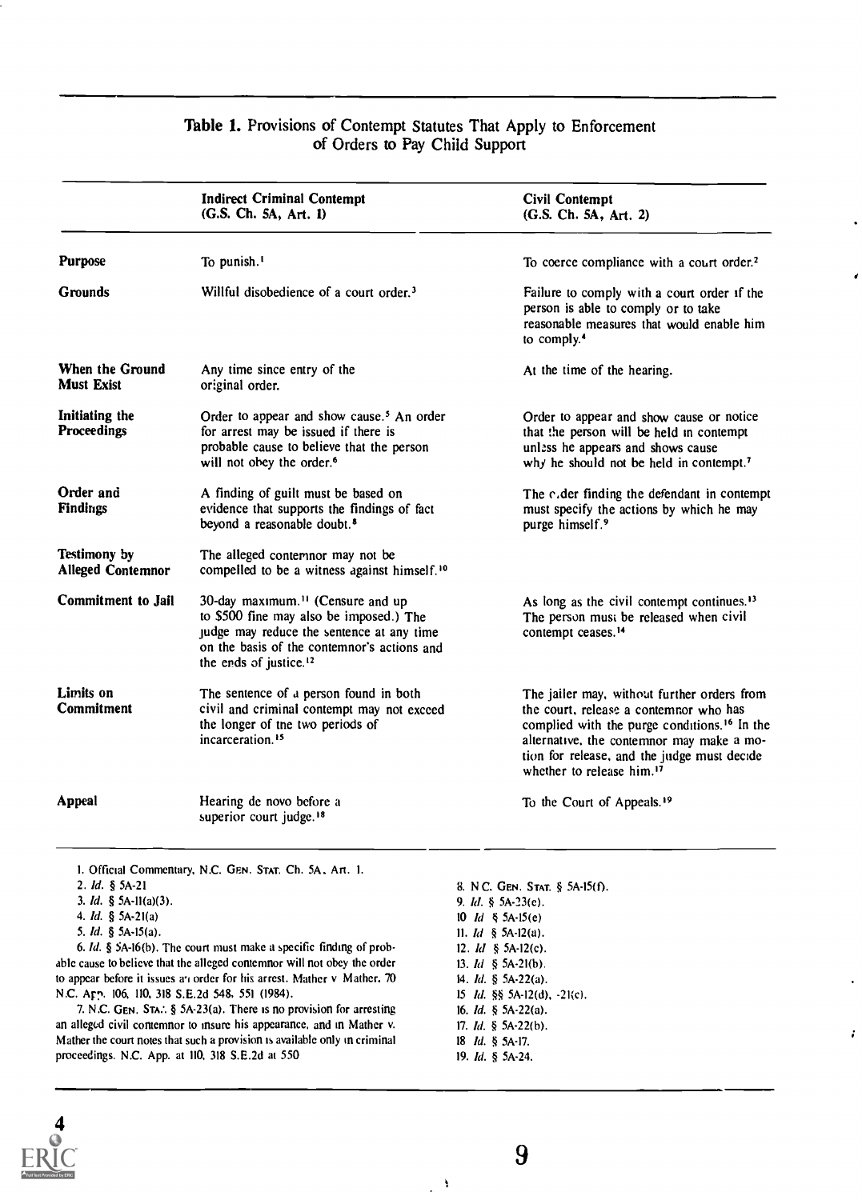**Table 1.** Provisions of Contempt Statutes That Apply to Enforcement of Orders to Pay Child Support

| | Indirect Criminal Contempt (G.S. Ch. 5A, Art. 1) | Civil Contempt (G.S. Ch. 5A, Art. 2) |
|---|---|---|
| **Purpose** | To punish.[1] | To coerce compliance with a court order.[2] |
| **Grounds** | Willful disobedience of a court order.[3] | Failure to comply with a court order if the person is able to comply or to take reasonable measures that would enable him to comply.[4] |
| **When the Ground Must Exist** | Any time since entry of the original order. | At the time of the hearing. |
| **Initiating the Proceedings** | Order to appear and show cause.[5] An order for arrest may be issued if there is probable cause to believe that the person will not obey the order.[6] | Order to appear and show cause or notice that the person will be held in contempt unless he appears and shows cause why he should not be held in contempt.[7] |
| **Order and Findings** | A finding of guilt must be based on evidence that supports the findings of fact beyond a reasonable doubt.[8] | The order finding the defendant in contempt must specify the actions by which he may purge himself.[9] |
| **Testimony by Alleged Contemnor** | The alleged contemnor may not be compelled to be a witness against himself.[10] | |
| **Commitment to Jail** | 30-day maximum.[11] (Censure and up to $500 fine may also be imposed.) The judge may reduce the sentence at any time on the basis of the contemnor's actions and the ends of justice.[12] | As long as the civil contempt continues.[13] The person must be released when civil contempt ceases.[14] |
| **Limits on Commitment** | The sentence of a person found in both civil and criminal contempt may not exceed the longer of the two periods of incarceration.[15] | The jailer may, without further orders from the court, release a contemnor who has complied with the purge conditions.[16] In the alternative, the contemnor may make a motion for release, and the judge must decide whether to release him.[17] |
| **Appeal** | Hearing de novo before a superior court judge.[18] | To the Court of Appeals.[19] |

1. Official Commentary, N.C. GEN. STAT. Ch. 5A, Art. 1.
2. *Id.* § 5A-21
3. *Id.* § 5A-11(a)(3).
4. *Id.* § 5A-21(a)
5. *Id.* § 5A-15(a).
6. *Id.* § 5A-16(b). The court must make a specific finding of probable cause to believe that the alleged contemnor will not obey the order to appear before it issues an order for his arrest. Mather v Mather, 70 N.C. App. 106, 110, 318 S.E.2d 548, 551 (1984).
7. N.C. GEN. STAT. § 5A-23(a). There is no provision for arresting an alleged civil contemnor to insure his appearance, and in Mather v. Mather the court notes that such a provision is available only in criminal proceedings. N.C. App. at 110, 318 S.E.2d at 550
8. N.C. GEN. STAT. § 5A-15(f).
9. *Id.* § 5A-23(e).
10. *Id* § 5A-15(e)
11. *Id* § 5A-12(a).
12. *Id* § 5A-12(c).
13. *Id* § 5A-21(b).
14. *Id.* § 5A-22(a).
15. *Id.* §§ 5A-12(d), -21(c).
16. *Id.* § 5A-22(a).
17. *Id.* § 5A-22(b).
18. *Id.* § 5A-17.
19. *Id.* § 5A-24.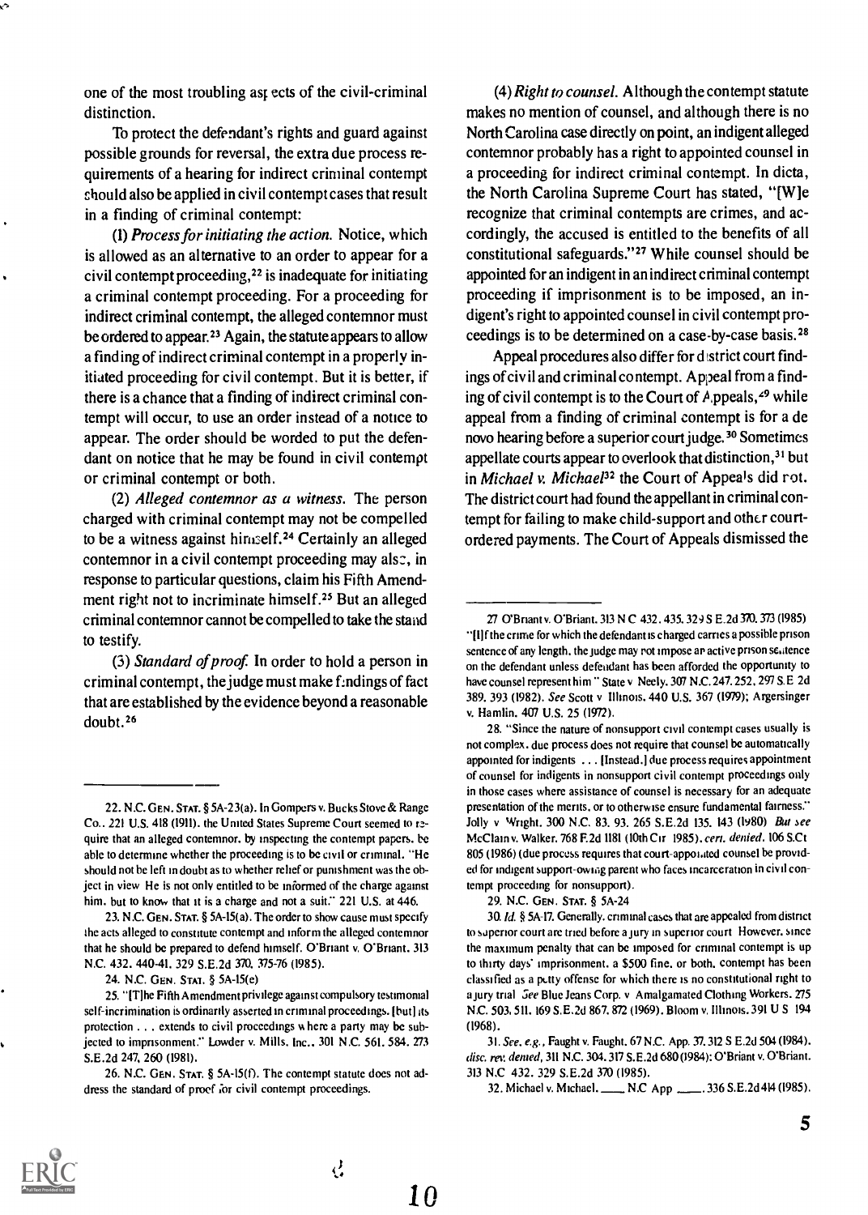one of the most troubling aspects of the civil-criminal distinction.

To protect the defendant's rights and guard against possible grounds for reversal, the extra due process requirements of a hearing for indirect criminal contempt should also be applied in civil contempt cases that result in a finding of criminal contempt:

(1) *Process for initiating the action.* Notice, which is allowed as an alternative to an order to appear for a civil contempt proceeding,[22] is inadequate for initiating a criminal contempt proceeding. For a proceeding for indirect criminal contempt, the alleged contemnor must be ordered to appear.[23] Again, the statute appears to allow a finding of indirect criminal contempt in a properly initiated proceeding for civil contempt. But it is better, if there is a chance that a finding of indirect criminal contempt will occur, to use an order instead of a notice to appear. The order should be worded to put the defendant on notice that he may be found in civil contempt or criminal contempt or both.

(2) *Alleged contemnor as a witness.* The person charged with criminal contempt may not be compelled to be a witness against himself.[24] Certainly an alleged contemnor in a civil contempt proceeding may also, in response to particular questions, claim his Fifth Amendment right not to incriminate himself.[25] But an alleged criminal contemnor cannot be compelled to take the stand to testify.

(3) *Standard of proof.* In order to hold a person in criminal contempt, the judge must make findings of fact that are established by the evidence beyond a reasonable doubt.[26]

(4) *Right to counsel.* Although the contempt statute makes no mention of counsel, and although there is no North Carolina case directly on point, an indigent alleged contemnor probably has a right to appointed counsel in a proceeding for indirect criminal contempt. In dicta, the North Carolina Supreme Court has stated, "[W]e recognize that criminal contempts are crimes, and accordingly, the accused is entitled to the benefits of all constitutional safeguards."[27] While counsel should be appointed for an indigent in an indirect criminal contempt proceeding if imprisonment is to be imposed, an indigent's right to appointed counsel in civil contempt proceedings is to be determined on a case-by-case basis.[28]

Appeal procedures also differ for district court findings of civil and criminal contempt. Appeal from a finding of civil contempt is to the Court of Appeals,[29] while appeal from a finding of criminal contempt is for a de novo hearing before a superior court judge.[30] Sometimes appellate courts appear to overlook that distinction,[31] but in *Michael v. Michael*[32] the Court of Appeals did not. The district court had found the appellant in criminal contempt for failing to make child-support and other court-ordered payments. The Court of Appeals dismissed the

---

22. N.C. Gen. Stat. § 5A-23(a). In Gompers v. Bucks Stove & Range Co., 221 U.S. 418 (1911), the United States Supreme Court seemed to require that an alleged contemnor, by inspecting the contempt papers, be able to determine whether the proceeding is to be civil or criminal. "He should not be left in doubt as to whether relief or punishment was the object in view He is not only entitled to be informed of the charge against him, but to know that it is a charge and not a suit." 221 U.S. at 446.

23. N.C. Gen. Stat. § 5A-15(a). The order to show cause must specify the acts alleged to constitute contempt and inform the alleged contemnor that he should be prepared to defend himself. O'Briant v. O'Briant, 313 N.C. 432, 440-41, 329 S.E.2d 370, 375-76 (1985).

24. N.C. Gen. Stat. § 5A-15(e)

25. "[T]he Fifth Amendment privilege against compulsory testimonial self-incrimination is ordinarily asserted in criminal proceedings, [but] its protection . . . extends to civil proceedings where a party may be subjected to imprisonment." Lowder v. Mills, Inc., 301 N.C. 561, 584, 273 S.E.2d 247, 260 (1981).

26. N.C. Gen. Stat. § 5A-15(f). The contempt statute does not address the standard of proof for civil contempt proceedings.

27. O'Briant v. O'Briant, 313 N.C. 432, 435, 329 S.E.2d 370, 373 (1985) "[I]f the crime for which the defendant is charged carries a possible prison sentence of any length, the judge may not impose an active prison sentence on the defendant unless defendant has been afforded the opportunity to have counsel represent him." State v. Neely, 307 N.C. 247, 252, 297 S.E.2d 389, 393 (1982). *See* Scott v. Illinois, 440 U.S. 367 (1979); Argersinger v. Hamlin, 407 U.S. 25 (1972).

28. "Since the nature of nonsupport civil contempt cases usually is not complex, due process does not require that counsel be automatically appointed for indigents . . . [Instead,] due process requires appointment of counsel for indigents in nonsupport civil contempt proceedings only in those cases where assistance of counsel is necessary for an adequate presentation of the merits, or to otherwise ensure fundamental fairness." Jolly v. Wright, 300 N.C. 83, 93, 265 S.E.2d 135, 143 (1980). *But see* McClain v. Walker, 768 F.2d 1181 (10th Cir. 1985), *cert. denied*, 106 S.Ct 805 (1986) (due process requires that court-appointed counsel be provided for indigent support-owing parent who faces incarceration in civil contempt proceeding for nonsupport).

29. N.C. Gen. Stat. § 5A-24

30. *Id.* § 5A-17. Generally, criminal cases that are appealed from district to superior court are tried before a jury in superior court. However, since the maximum penalty that can be imposed for criminal contempt is up to thirty days' imprisonment, a $500 fine, or both, contempt has been classified as a petty offense for which there is no constitutional right to a jury trial. *See* Blue Jeans Corp. v. Amalgamated Clothing Workers, 275 N.C. 503, 511, 169 S.E.2d 867, 872 (1969). Bloom v. Illinois, 391 U.S. 194 (1968).

31. *See, e.g.*, Faught v. Faught, 67 N.C. App. 37, 312 S.E.2d 504 (1984), *disc. rev. denied*, 311 N.C. 304, 317 S.E.2d 680 (1984); O'Briant v. O'Briant, 313 N.C. 432, 329 S.E.2d 370 (1985).

32. Michael v. Michael, ___ N.C. App ___, 336 S.E.2d 414 (1985).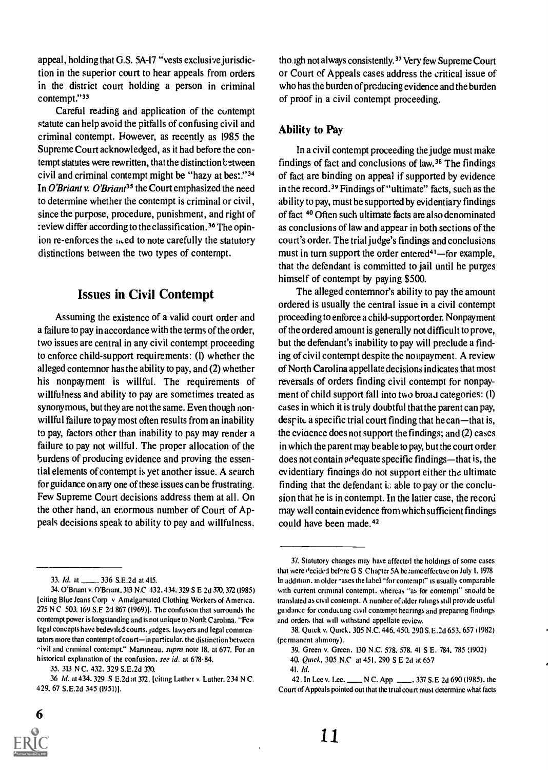appeal, holding that G.S. 5A-17 "vests exclusive jurisdiction in the superior court to hear appeals from orders in the district court holding a person in criminal contempt."[33]

Careful reading and application of the contempt statute can help avoid the pitfalls of confusing civil and criminal contempt. However, as recently as 1985 the Supreme Court acknowledged, as it had before the contempt statutes were rewritten, that the distinction between civil and criminal contempt might be "hazy at best."[34] In *O'Briant v. O'Briant*[35] the Court emphasized the need to determine whether the contempt is criminal or civil, since the purpose, procedure, punishment, and right of review differ according to the classification.[36] The opinion re-enforces the need to note carefully the statutory distinctions between the two types of contempt.

## Issues in Civil Contempt

Assuming the existence of a valid court order and a failure to pay in accordance with the terms of the order, two issues are central in any civil contempt proceeding to enforce child-support requirements: (1) whether the alleged contemnor has the ability to pay, and (2) whether his nonpayment is willful. The requirements of willfulness and ability to pay are sometimes treated as synonymous, but they are not the same. Even though nonwillful failure to pay most often results from an inability to pay, factors other than inability to pay may render a failure to pay not willful. The proper allocation of the burdens of producing evidence and proving the essential elements of contempt is yet another issue. A search for guidance on any one of these issues can be frustrating. Few Supreme Court decisions address them at all. On the other hand, an enormous number of Court of Appeals decisions speak to ability to pay and willfulness, though not always consistently.[37] Very few Supreme Court or Court of Appeals cases address the critical issue of who has the burden of producing evidence and the burden of proof in a civil contempt proceeding.

### Ability to Pay

In a civil contempt proceeding the judge must make findings of fact and conclusions of law.[38] The findings of fact are binding on appeal if supported by evidence in the record.[39] Findings of "ultimate" facts, such as the ability to pay, must be supported by evidentiary findings of fact.[40] Often such ultimate facts are also denominated as conclusions of law and appear in both sections of the court's order. The trial judge's findings and conclusions must in turn support the order entered[41]—for example, that the defendant is committed to jail until he purges himself of contempt by paying $500.

The alleged contemnor's ability to pay the amount ordered is usually the central issue in a civil contempt proceeding to enforce a child-support order. Nonpayment of the ordered amount is generally not difficult to prove, but the defendant's inability to pay will preclude a finding of civil contempt despite the nonpayment. A review of North Carolina appellate decisions indicates that most reversals of orders finding civil contempt for nonpayment of child support fall into two broad categories: (1) cases in which it is truly doubtful that the parent can pay, despite a specific trial court finding that he can—that is, the evidence does not support the findings; and (2) cases in which the parent may be able to pay, but the court order does not contain adequate specific findings—that is, the evidentiary findings do not support either the ultimate finding that the defendant is able to pay or the conclusion that he is in contempt. In the latter case, the record may well contain evidence from which sufficient findings could have been made.[42]

---

33. *Id.* at ____, 336 S.E.2d at 415.

34. O'Briant v. O'Briant, 313 N.C. 432, 434, 329 S.E.2d 370, 372 (1985) [citing Blue Jeans Corp. v. Amalgamated Clothing Workers of America, 275 N.C. 503, 169 S.E.2d 867 (1969)]. The confusion that surrounds the contempt power is longstanding and is not unique to North Carolina. "Few legal concepts have bedeviled courts, judges, lawyers and legal commentators more than contempt of court—in particular, the distinction between civil and criminal contempt." Martineau, *supra* note 18, at 677. For an historical explanation of the confusion, *see id.* at 678-84.

35. 313 N.C. 432, 329 S.E.2d 370.

36. *Id.* at 434, 329 S.E.2d at 372, [citing Luther v. Luther, 234 N.C. 429, 67 S.E.2d 345 (1951)].

37. Statutory changes may have affected the holdings of some cases that were decided before G.S. Chapter 5A became effective on July 1, 1978. In addition, in older cases the label "for contempt" is usually comparable with current criminal contempt, whereas "as for contempt" should be translated as civil contempt. A number of older rulings still provide useful guidance for conducting civil contempt hearings and preparing findings and orders that will withstand appellate review.

38. Quick v. Quick, 305 N.C. 446, 450, 290 S.E.2d 653, 657 (1982) (permanent alimony).

39. Green v. Green, 130 N.C. 578, 578, 41 S.E. 784, 785 (1902).

40. *Quick*, 305 N.C. at 451, 290 S.E.2d at 657.

41. *Id.*

42. In Lee v. Lee, ____ N.C. App. ____, 337 S.E.2d 690 (1985), the Court of Appeals pointed out that the trial court must determine what facts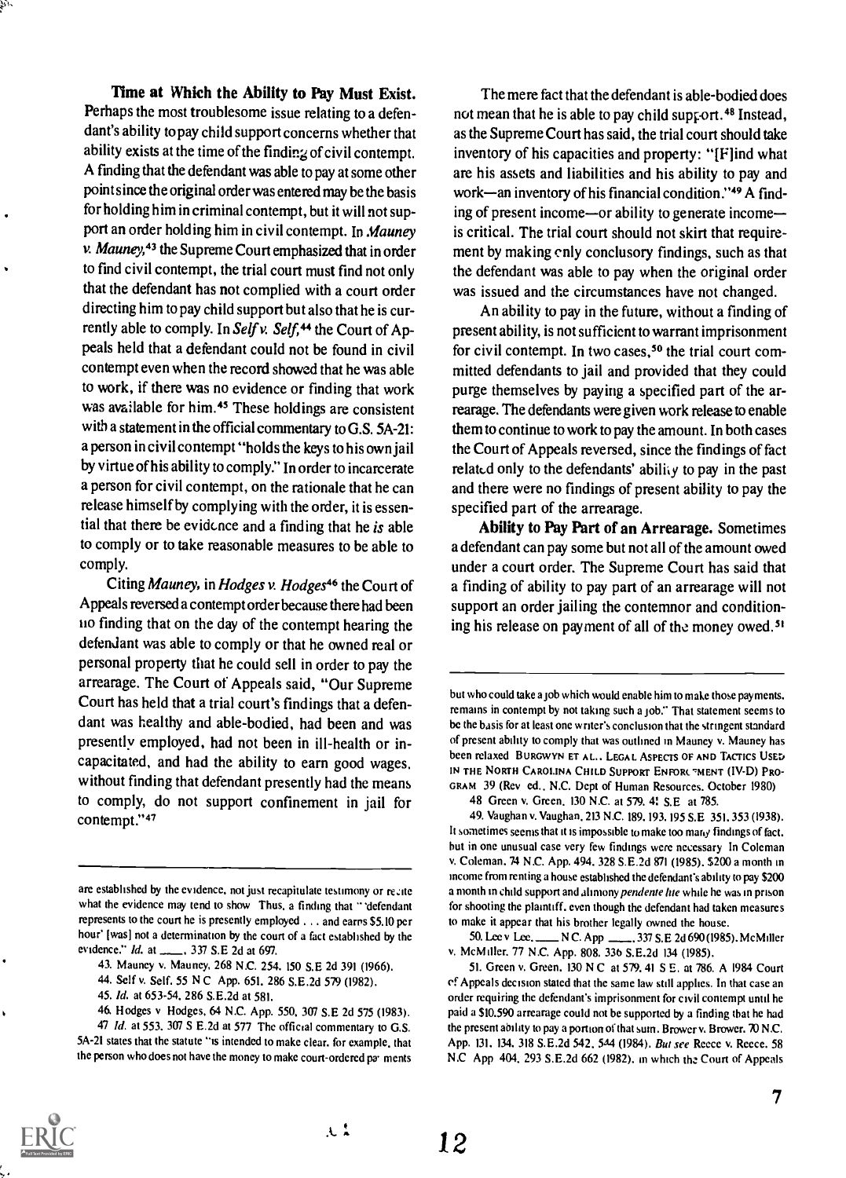**Time at Which the Ability to Pay Must Exist.** Perhaps the most troublesome issue relating to a defendant's ability to pay child support concerns whether that ability exists at the time of the finding of civil contempt. A finding that the defendant was able to pay at some other point since the original order was entered may be the basis for holding him in criminal contempt, but it will not support an order holding him in civil contempt. In *Mauney v. Mauney*,[43] the Supreme Court emphasized that in order to find civil contempt, the trial court must find not only that the defendant has not complied with a court order directing him to pay child support but also that he is currently able to comply. In *Self v. Self*,[44] the Court of Appeals held that a defendant could not be found in civil contempt even when the record showed that he was able to work, if there was no evidence or finding that work was available for him.[45] These holdings are consistent with a statement in the official commentary to G.S. 5A-21: a person in civil contempt "holds the keys to his own jail by virtue of his ability to comply." In order to incarcerate a person for civil contempt, on the rationale that he can release himself by complying with the order, it is essential that there be evidence and a finding that he *is* able to comply or to take reasonable measures to be able to comply.

Citing *Mauney*, in *Hodges v. Hodges*[46] the Court of Appeals reversed a contempt order because there had been no finding that on the day of the contempt hearing the defendant was able to comply or that he owned real or personal property that he could sell in order to pay the arrearage. The Court of Appeals said, "Our Supreme Court has held that a trial court's findings that a defendant was healthy and able-bodied, had been and was presently employed, had not been in ill-health or incapacitated, and had the ability to earn good wages, without finding that defendant presently had the means to comply, do not support confinement in jail for contempt."[47]

The mere fact that the defendant is able-bodied does not mean that he is able to pay child support.[48] Instead, as the Supreme Court has said, the trial court should take inventory of his capacities and property: "[F]ind what are his assets and liabilities and his ability to pay and work—an inventory of his financial condition."[49] A finding of present income—or ability to generate income—is critical. The trial court should not skirt that requirement by making only conclusory findings, such as that the defendant was able to pay when the original order was issued and the circumstances have not changed.

An ability to pay in the future, without a finding of present ability, is not sufficient to warrant imprisonment for civil contempt. In two cases,[50] the trial court committed defendants to jail and provided that they could purge themselves by paying a specified part of the arrearage. The defendants were given work release to enable them to continue to work to pay the amount. In both cases the Court of Appeals reversed, since the findings of fact related only to the defendants' ability to pay in the past and there were no findings of present ability to pay the specified part of the arrearage.

**Ability to Pay Part of an Arrearage.** Sometimes a defendant can pay some but not all of the amount owed under a court order. The Supreme Court has said that a finding of ability to pay part of an arrearage will not support an order jailing the contemnor and conditioning his release on payment of all of the money owed.[51]

---

are established by the evidence, not just recapitulate testimony or recite what the evidence may tend to show. Thus, a finding that "'defendant represents to the court he is presently employed . . . and earns $5.10 per hour' [was] not a determination by the court of a fact established by the evidence." *Id.* at ___, 337 S.E.2d at 697.

43. Mauney v. Mauney, 268 N.C. 254, 150 S.E.2d 391 (1966).

44. Self v. Self, 55 N.C. App. 651, 286 S.E.2d 579 (1982).

45. *Id.* at 653-54, 286 S.E.2d at 581.

46. Hodges v. Hodges, 64 N.C. App. 550, 307 S.E.2d 575 (1983).

47. *Id.* at 553, 307 S.E.2d at 577. The official commentary to G.S. 5A-21 states that the statute "is intended to make clear, for example, that the person who does not have the money to make court-ordered payments but who could take a job which would enable him to make those payments, remains in contempt by not taking such a job." That statement seems to be the basis for at least one writer's conclusion that the stringent standard of present ability to comply that was outlined in Mauney v. Mauney has been relaxed. BURGWYN ET AL., LEGAL ASPECTS OF AND TACTICS USED IN THE NORTH CAROLINA CHILD SUPPORT ENFORCEMENT (IV-D) PROGRAM 39 (Rev. ed., N.C. Dept of Human Resources, October 1980).

48. Green v. Green, 130 N.C. at 579, 41 S.E. at 785.

49. Vaughan v. Vaughan, 213 N.C. 189, 193, 195 S.E. 351, 353 (1938). It sometimes seems that it is impossible to make too many findings of fact, but in one unusual case very few findings were necessary. In Coleman v. Coleman, 74 N.C. App. 494, 328 S.E.2d 871 (1985), $200 a month in income from renting a house established the defendant's ability to pay $200 a month in child support and alimony *pendente lite* while he was in prison for shooting the plaintiff, even though the defendant had taken measures to make it appear that his brother legally owned the house.

50. Lee v. Lee, ___ N.C. App. ___, 337 S.E.2d 690 (1985). McMiller v. McMiller, 77 N.C. App. 808, 336 S.E.2d 134 (1985).

51. Green v. Green, 130 N.C. at 579, 41 S.E. at 786. A 1984 Court of Appeals decision stated that the same law still applies. In that case an order requiring the defendant's imprisonment for civil contempt until he paid a $10,590 arrearage could not be supported by a finding that he had the present ability to pay a portion of that sum. Brower v. Brower, 70 N.C. App. 131, 134, 318 S.E.2d 542, 544 (1984). *But see* Reece v. Reece, 58 N.C. App. 404, 293 S.E.2d 662 (1982), in which the Court of Appeals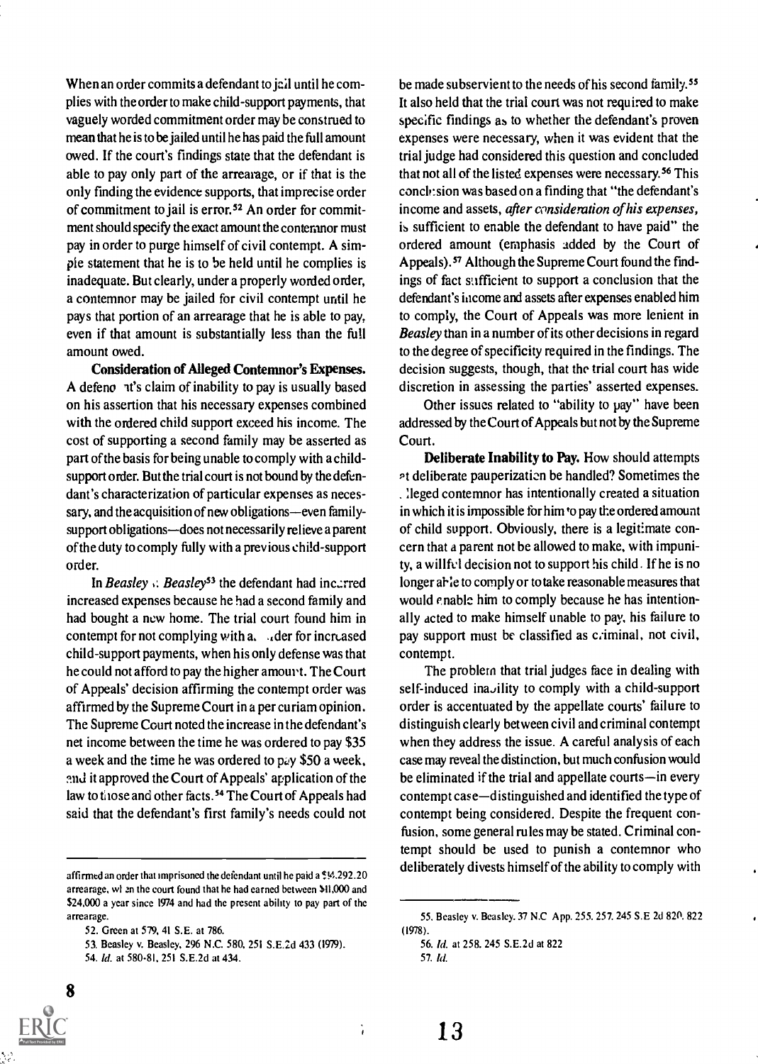When an order commits a defendant to jail until he complies with the order to make child-support payments, that vaguely worded commitment order may be construed to mean that he is to be jailed until he has paid the full amount owed. If the court's findings state that the defendant is able to pay only part of the arrearage, or if that is the only finding the evidence supports, that imprecise order of commitment to jail is error.[52] An order for commitment should specify the exact amount the contemnor must pay in order to purge himself of civil contempt. A simple statement that he is to be held until he complies is inadequate. But clearly, under a properly worded order, a contemnor may be jailed for civil contempt until he pays that portion of an arrearage that he is able to pay, even if that amount is substantially less than the full amount owed.

**Consideration of Alleged Contemnor's Expenses.** A defendant's claim of inability to pay is usually based on his assertion that his necessary expenses combined with the ordered child support exceed his income. The cost of supporting a second family may be asserted as part of the basis for being unable to comply with a child-support order. But the trial court is not bound by the defendant's characterization of particular expenses as necessary, and the acquisition of new obligations—even family-support obligations—does not necessarily relieve a parent of the duty to comply fully with a previous child-support order.

In *Beasley v. Beasley*[53] the defendant had incurred increased expenses because he had a second family and had bought a new home. The trial court found him in contempt for not complying with an order for increased child-support payments, when his only defense was that he could not afford to pay the higher amount. The Court of Appeals' decision affirming the contempt order was affirmed by the Supreme Court in a per curiam opinion. The Supreme Court noted the increase in the defendant's net income between the time he was ordered to pay $35 a week and the time he was ordered to pay $50 a week, and it approved the Court of Appeals' application of the law to those and other facts.[54] The Court of Appeals had said that the defendant's first family's needs could not be made subservient to the needs of his second family.[55] It also held that the trial court was not required to make specific findings as to whether the defendant's proven expenses were necessary, when it was evident that the trial judge had considered this question and concluded that not all of the listed expenses were necessary.[56] This conclusion was based on a finding that "the defendant's income and assets, *after consideration of his expenses*, is sufficient to enable the defendant to have paid" the ordered amount (emphasis added by the Court of Appeals).[57] Although the Supreme Court found the findings of fact sufficient to support a conclusion that the defendant's income and assets after expenses enabled him to comply, the Court of Appeals was more lenient in *Beasley* than in a number of its other decisions in regard to the degree of specificity required in the findings. The decision suggests, though, that the trial court has wide discretion in assessing the parties' asserted expenses.

Other issues related to "ability to pay" have been addressed by the Court of Appeals but not by the Supreme Court.

**Deliberate Inability to Pay.** How should attempts at deliberate pauperization be handled? Sometimes the alleged contemnor has intentionally created a situation in which it is impossible for him to pay the ordered amount of child support. Obviously, there is a legitimate concern that a parent not be allowed to make, with impunity, a willful decision not to support his child. If he is no longer able to comply or to take reasonable measures that would enable him to comply because he has intentionally acted to make himself unable to pay, his failure to pay support must be classified as criminal, not civil, contempt.

The problem that trial judges face in dealing with self-induced inability to comply with a child-support order is accentuated by the appellate courts' failure to distinguish clearly between civil and criminal contempt when they address the issue. A careful analysis of each case may reveal the distinction, but much confusion would be eliminated if the trial and appellate courts—in every contempt case—distinguished and identified the type of contempt being considered. Despite the frequent confusion, some general rules may be stated. Criminal contempt should be used to punish a contemnor who deliberately divests himself of the ability to comply with

---

affirmed an order that imprisoned the defendant until he paid a $14,292.20 arrearage, when the court found that he had earned between $11,000 and $24,000 a year since 1974 and had the present ability to pay part of the arrearage.

52. Green at 579, 41 S.E. at 786.

53. Beasley v. Beasley, 296 N.C. 580, 251 S.E.2d 433 (1979).

54. *Id.* at 580-81, 251 S.E.2d at 434.

55. Beasley v. Beasley, 37 N.C App. 255, 257, 245 S.E 2d 820, 822 (1978).

56. *Id.* at 258, 245 S.E.2d at 822

57. *Id.*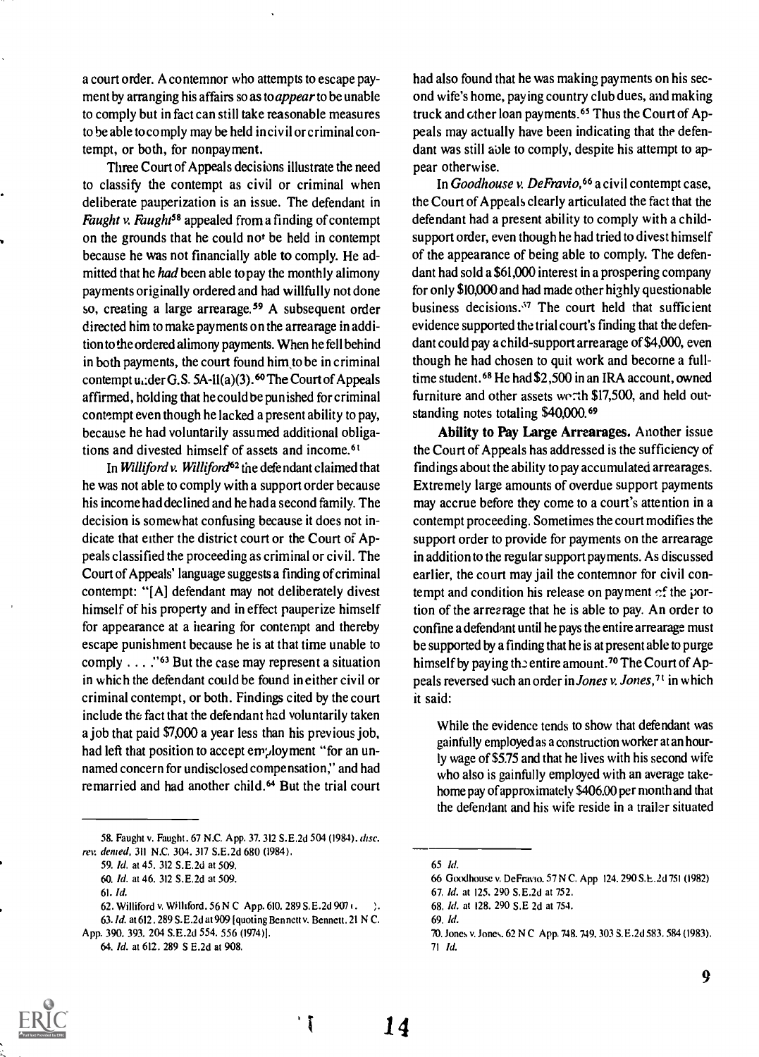a court order. A contemnor who attempts to escape payment by arranging his affairs so as to *appear* to be unable to comply but in fact can still take reasonable measures to be able to comply may be held in civil or criminal contempt, or both, for nonpayment.

Three Court of Appeals decisions illustrate the need to classify the contempt as civil or criminal when deliberate pauperization is an issue. The defendant in *Faught v. Faught*[58] appealed from a finding of contempt on the grounds that he could not be held in contempt because he was not financially able to comply. He admitted that he *had* been able to pay the monthly alimony payments originally ordered and had willfully not done so, creating a large arrearage.[59] A subsequent order directed him to make payments on the arrearage in addition to the ordered alimony payments. When he fell behind in both payments, the court found him to be in criminal contempt under G.S. 5A-11(a)(3).[60] The Court of Appeals affirmed, holding that he could be punished for criminal contempt even though he lacked a present ability to pay, because he had voluntarily assumed additional obligations and divested himself of assets and income.[61]

In *Williford v. Williford*[62] the defendant claimed that he was not able to comply with a support order because his income had declined and he had a second family. The decision is somewhat confusing because it does not indicate that either the district court or the Court of Appeals classified the proceeding as criminal or civil. The Court of Appeals' language suggests a finding of criminal contempt: "[A] defendant may not deliberately divest himself of his property and in effect pauperize himself for appearance at a hearing for contempt and thereby escape punishment because he is at that time unable to comply . . . ."[63] But the case may represent a situation in which the defendant could be found in either civil or criminal contempt, or both. Findings cited by the court include the fact that the defendant had voluntarily taken a job that paid $7,000 a year less than his previous job, had left that position to accept employment "for an unnamed concern for undisclosed compensation," and had remarried and had another child.[64] But the trial court had also found that he was making payments on his second wife's home, paying country club dues, and making truck and other loan payments.[65] Thus the Court of Appeals may actually have been indicating that the defendant was still able to comply, despite his attempt to appear otherwise.

In *Goodhouse v. DeFravio*,[66] a civil contempt case, the Court of Appeals clearly articulated the fact that the defendant had a present ability to comply with a child-support order, even though he had tried to divest himself of the appearance of being able to comply. The defendant had sold a $61,000 interest in a prospering company for only $10,000 and had made other highly questionable business decisions.[67] The court held that sufficient evidence supported the trial court's finding that the defendant could pay a child-support arrearage of $4,000, even though he had chosen to quit work and become a full-time student.[68] He had $2,500 in an IRA account, owned furniture and other assets worth $17,500, and held outstanding notes totaling $40,000.[69]

**Ability to Pay Large Arrearages.** Another issue the Court of Appeals has addressed is the sufficiency of findings about the ability to pay accumulated arrearages. Extremely large amounts of overdue support payments may accrue before they come to a court's attention in a contempt proceeding. Sometimes the court modifies the support order to provide for payments on the arrearage in addition to the regular support payments. As discussed earlier, the court may jail the contemnor for civil contempt and condition his release on payment of the portion of the arrearage that he is able to pay. An order to confine a defendant until he pays the entire arrearage must be supported by a finding that he is at present able to purge himself by paying the entire amount.[70] The Court of Appeals reversed such an order in *Jones v. Jones*,[71] in which it said:

> While the evidence tends to show that defendant was gainfully employed as a construction worker at an hourly wage of $5.75 and that he lives with his second wife who also is gainfully employed with an average take-home pay of approximately $406.00 per month and that the defendant and his wife reside in a trailer situated

---

58. Faught v. Faught, 67 N.C. App. 37, 312 S.E.2d 504 (1984), *disc. rev. denied*, 311 N.C. 304, 317 S.E.2d 680 (1984).

59. *Id.* at 45, 312 S.E.2d at 509.

60. *Id.* at 46, 312 S.E.2d at 509.

61. *Id.*

62. Williford v. Williford, 56 N.C. App. 610, 289 S.E.2d 907 ( ).

63. *Id.* at 612, 289 S.E.2d at 909 [quoting Bennett v. Bennett, 21 N.C. App. 390, 393, 204 S.E.2d 554, 556 (1974)].

64. *Id.* at 612, 289 S.E.2d at 908.

65 *Id.*

66 Goodhouse v. DeFravio, 57 N.C. App. 124, 290 S.E.2d 751 (1982)

67. *Id.* at 125, 290 S.E.2d at 752.

68. *Id.* at 128, 290 S.E.2d at 754.

69. *Id.*

70. Jones v. Jones, 62 N.C. App. 748, 749, 303 S.E.2d 583, 584 (1983).

71 *Id.*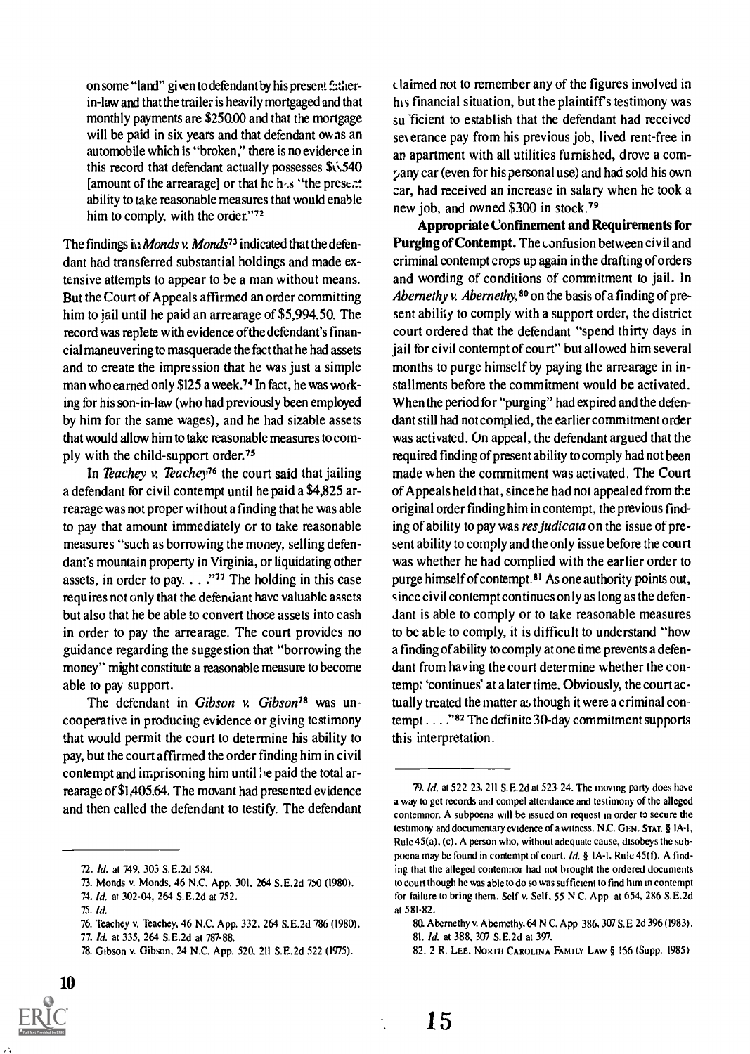on some "land" given to defendant by his present father-in-law and that the trailer is heavily mortgaged and that monthly payments are $250.00 and that the mortgage will be paid in six years and that defendant owns an automobile which is "broken," there is no evidence in this record that defendant actually possesses $6,540 [amount of the arrearage] or that he has "the present ability to take reasonable measures that would enable him to comply, with the order."[72]

The findings in *Monds v. Monds*[73] indicated that the defendant had transferred substantial holdings and made extensive attempts to appear to be a man without means. But the Court of Appeals affirmed an order committing him to jail until he paid an arrearage of $5,994.50. The record was replete with evidence of the defendant's financial maneuvering to masquerade the fact that he had assets and to create the impression that he was just a simple man who earned only $125 a week.[74] In fact, he was working for his son-in-law (who had previously been employed by him for the same wages), and he had sizable assets that would allow him to take reasonable measures to comply with the child-support order.[75]

In *Teachey v. Teachey*[76] the court said that jailing a defendant for civil contempt until he paid a $4,825 arrearage was not proper without a finding that he was able to pay that amount immediately or to take reasonable measures "such as borrowing the money, selling defendant's mountain property in Virginia, or liquidating other assets, in order to pay. . . ."[77] The holding in this case requires not only that the defendant have valuable assets but also that he be able to convert those assets into cash in order to pay the arrearage. The court provides no guidance regarding the suggestion that "borrowing the money" might constitute a reasonable measure to become able to pay support.

The defendant in *Gibson v. Gibson*[78] was uncooperative in producing evidence or giving testimony that would permit the court to determine his ability to pay, but the court affirmed the order finding him in civil contempt and imprisoning him until he paid the total arrearage of $1,405.64. The movant had presented evidence and then called the defendant to testify. The defendant claimed not to remember any of the figures involved in his financial situation, but the plaintiff's testimony was sufficient to establish that the defendant had received severance pay from his previous job, lived rent-free in an apartment with all utilities furnished, drove a company car (even for his personal use) and had sold his own car, had received an increase in salary when he took a new job, and owned $300 in stock.[79]

**Appropriate Confinement and Requirements for Purging of Contempt.** The confusion between civil and criminal contempt crops up again in the drafting of orders and wording of conditions of commitment to jail. In *Abernethy v. Abernethy*,[80] on the basis of a finding of present ability to comply with a support order, the district court ordered that the defendant "spend thirty days in jail for civil contempt of court" but allowed him several months to purge himself by paying the arrearage in installments before the commitment would be activated. When the period for "purging" had expired and the defendant still had not complied, the earlier commitment order was activated. On appeal, the defendant argued that the required finding of present ability to comply had not been made when the commitment was activated. The Court of Appeals held that, since he had not appealed from the original order finding him in contempt, the previous finding of ability to pay was *res judicata* on the issue of present ability to comply and the only issue before the court was whether he had complied with the earlier order to purge himself of contempt.[81] As one authority points out, since civil contempt continues only as long as the defendant is able to comply or to take reasonable measures to be able to comply, it is difficult to understand "how a finding of ability to comply at one time prevents a defendant from having the court determine whether the contempt 'continues' at a later time. Obviously, the court actually treated the matter as though it were a criminal contempt. . . ."[82] The definite 30-day commitment supports this interpretation.

---

72. *Id.* at 749, 303 S.E.2d 584.

73. Monds v. Monds, 46 N.C. App. 301, 264 S.E.2d 750 (1980).

74. *Id.* at 302-04, 264 S.E.2d at 752.

75. *Id.*

76. Teachey v. Teachey, 46 N.C. App. 332, 264 S.E.2d 786 (1980).

77. *Id.* at 335, 264 S.E.2d at 787-88.

78. Gibson v. Gibson, 24 N.C. App. 520, 211 S.E.2d 522 (1975).

79. *Id.* at 522-23, 211 S.E.2d at 523-24. The moving party does have a way to get records and compel attendance and testimony of the alleged contemnor. A subpoena will be issued on request in order to secure the testimony and documentary evidence of a witness. N.C. GEN. STAT. § 1A-1, Rule 45(a), (c). A person who, without adequate cause, disobeys the subpoena may be found in contempt of court. *Id.* § 1A-1, Rule 45(f). A finding that the alleged contemnor had not brought the ordered documents to court though he was able to do so was sufficient to find him in contempt for failure to bring them. Self v. Self, 55 N.C. App. at 654, 286 S.E.2d at 581-82.

80. Abernethy v. Abernethy, 64 N.C. App. 386, 307 S.E.2d 396 (1983).

81. *Id.* at 388, 307 S.E.2d at 397.

82. 2 R. LEE, NORTH CAROLINA FAMILY LAW § 156 (Supp. 1985)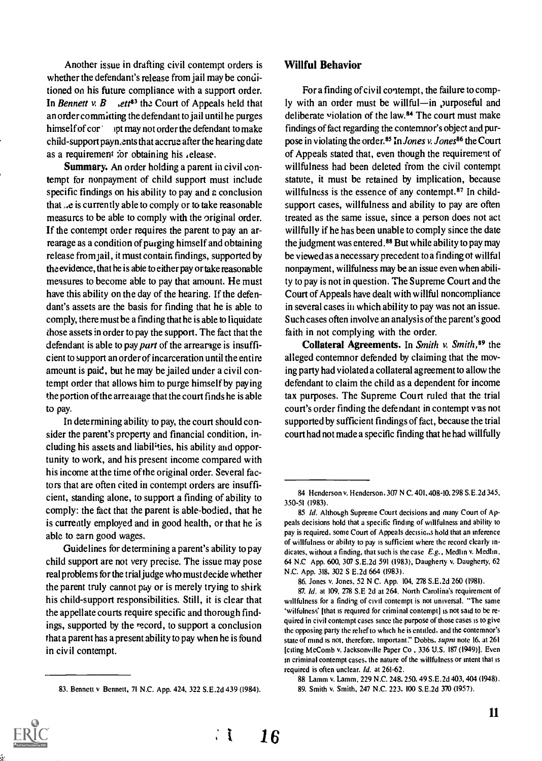Another issue in drafting civil contempt orders is whether the defendant's release from jail may be conditioned on his future compliance with a support order. In *Bennett v. Bennett*[83] the Court of Appeals held that an order committing the defendant to jail until he purges himself of contempt may not order the defendant to make child-support payments that accrue after the hearing date as a requirement for obtaining his release.

**Summary.** An order holding a parent in civil contempt for nonpayment of child support must include specific findings on his ability to pay and a conclusion that he is currently able to comply or to take reasonable measures to be able to comply with the original order. If the contempt order requires the parent to pay an arrearage as a condition of purging himself and obtaining release from jail, it must contain findings, supported by the evidence, that he is able to either pay or take reasonable measures to become able to pay that amount. He must have this ability on the day of the hearing. If the defendant's assets are the basis for finding that he is able to comply, there must be a finding that he is able to liquidate those assets in order to pay the support. The fact that the defendant is able to pay *part* of the arrearage is insufficient to support an order of incarceration until the entire amount is paid, but he may be jailed under a civil contempt order that allows him to purge himself by paying the portion of the arrearage that the court finds he is able to pay.

In determining ability to pay, the court should consider the parent's property and financial condition, including his assets and liabilities, his ability and opportunity to work, and his present income compared with his income at the time of the original order. Several factors that are often cited in contempt orders are insufficient, standing alone, to support a finding of ability to comply: the fact that the parent is able-bodied, that he is currently employed and in good health, or that he is able to earn good wages.

Guidelines for determining a parent's ability to pay child support are not very precise. The issue may pose real problems for the trial judge who must decide whether the parent truly cannot pay or is merely trying to shirk his child-support responsibilities. Still, it is clear that the appellate courts require specific and thorough findings, supported by the record, to support a conclusion that a parent has a present ability to pay when he is found in civil contempt.

## Willful Behavior

For a finding of civil contempt, the failure to comply with an order must be willful—in purposeful and deliberate violation of the law.[84] The court must make findings of fact regarding the contemnor's object and purpose in violating the order.[85] In *Jones v. Jones*[86] the Court of Appeals stated that, even though the requirement of willfulness had been deleted from the civil contempt statute, it must be retained by implication, because willfulness is the essence of any contempt.[87] In child-support cases, willfulness and ability to pay are often treated as the same issue, since a person does not act willfully if he has been unable to comply since the date the judgment was entered.[88] But while ability to pay may be viewed as a necessary precedent to a finding of willful nonpayment, willfulness may be an issue even when ability to pay is not in question. The Supreme Court and the Court of Appeals have dealt with willful noncompliance in several cases in which ability to pay was not an issue. Such cases often involve an analysis of the parent's good faith in not complying with the order.

**Collateral Agreements.** In *Smith v. Smith*,[89] the alleged contemnor defended by claiming that the moving party had violated a collateral agreement to allow the defendant to claim the child as a dependent for income tax purposes. The Supreme Court ruled that the trial court's order finding the defendant in contempt was not supported by sufficient findings of fact, because the trial court had not made a specific finding that he had willfully

---

83. Bennett v. Bennett, 71 N.C. App. 424, 322 S.E.2d 439 (1984).

84. Henderson v. Henderson, 307 N.C. 401, 408-10, 298 S.E.2d 345, 350-51 (1983).

85. *Id.* Although Supreme Court decisions and many Court of Appeals decisions hold that a specific finding of willfulness and ability to pay is required, some Court of Appeals decisions hold that an inference of willfulness or ability to pay is sufficient where the record clearly indicates, without a finding, that such is the case. *E.g.*, Medlin v. Medlin, 64 N.C. App. 600, 307 S.E.2d 591 (1983), Daugherty v. Daugherty, 62 N.C. App. 318, 302 S.E.2d 664 (1983).

86. Jones v. Jones, 52 N.C. App. 104, 278 S.E.2d 260 (1981).

87. *Id.* at 109, 278 S.E.2d at 264. North Carolina's requirement of willfulness for a finding of civil contempt is not universal. "The same 'willfulness' [that is required for criminal contempt] is not said to be required in civil contempt cases since the purpose of those cases is to give the opposing party the relief to which he is entitled, and the contemnor's state of mind is not, therefore, important." Dobbs, *supra* note 16, at 261 [citing McComb v. Jacksonville Paper Co., 336 U.S. 187 (1949)]. Even in criminal contempt cases, the nature of the willfulness or intent that is required is often unclear. *Id.* at 261-62.

88. Lamm v. Lamm, 229 N.C. 248, 250, 49 S.E.2d 403, 404 (1948).

89. Smith v. Smith, 247 N.C. 223, 100 S.E.2d 370 (1957).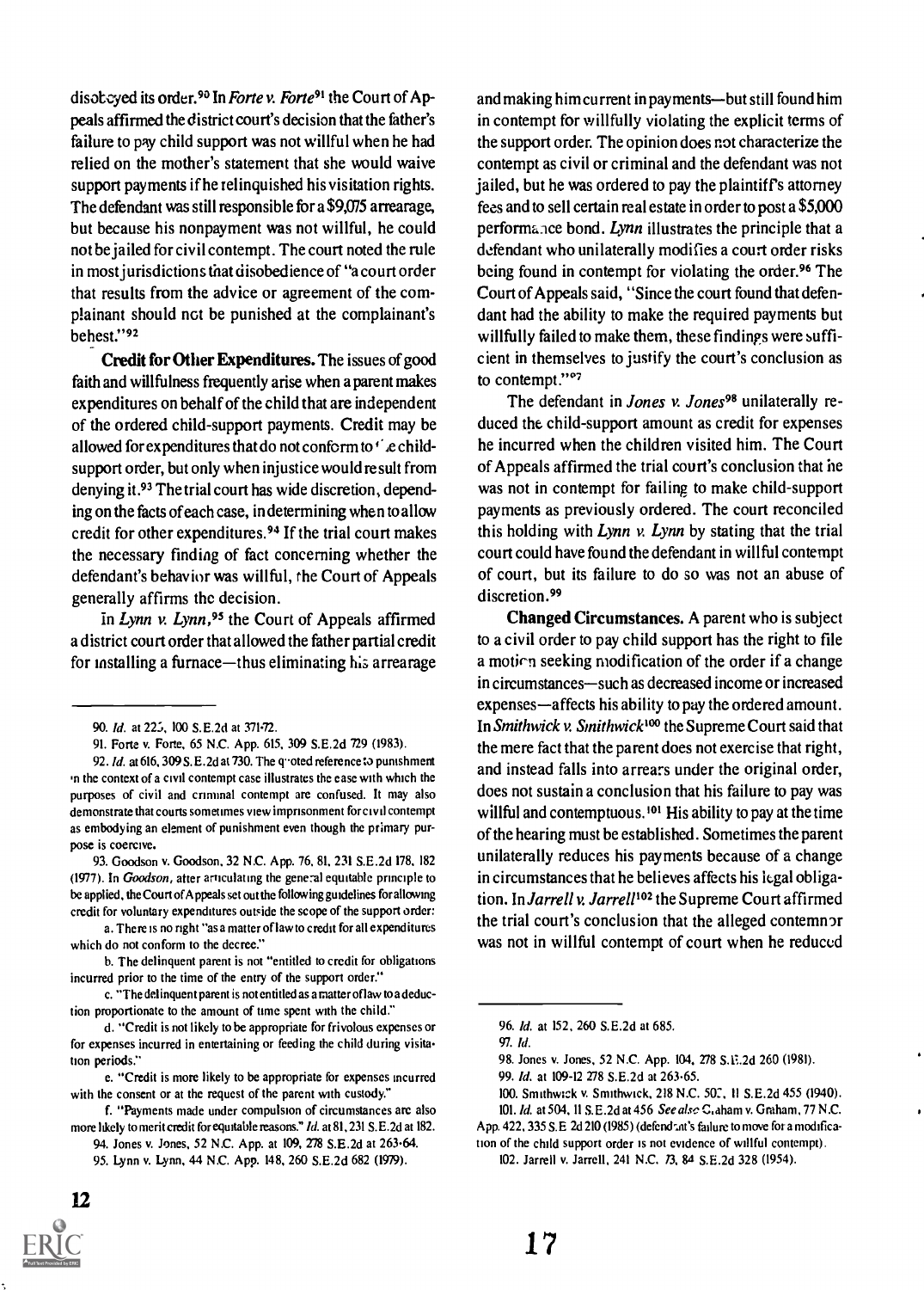disobeyed its order.[90] In *Forte v. Forte*[91] the Court of Appeals affirmed the district court's decision that the father's failure to pay child support was not willful when he had relied on the mother's statement that she would waive support payments if he relinquished his visitation rights. The defendant was still responsible for a $9,075 arrearage, but because his nonpayment was not willful, he could not be jailed for civil contempt. The court noted the rule in most jurisdictions that disobedience of "a court order that results from the advice or agreement of the complainant should not be punished at the complainant's behest."[92]

**Credit for Other Expenditures.** The issues of good faith and willfulness frequently arise when a parent makes expenditures on behalf of the child that are independent of the ordered child-support payments. Credit may be allowed for expenditures that do not conform to the child-support order, but only when injustice would result from denying it.[93] The trial court has wide discretion, depending on the facts of each case, in determining when to allow credit for other expenditures.[94] If the trial court makes the necessary finding of fact concerning whether the defendant's behavior was willful, the Court of Appeals generally affirms the decision.

In *Lynn v. Lynn*,[95] the Court of Appeals affirmed a district court order that allowed the father partial credit for installing a furnace—thus eliminating his arrearage and making him current in payments—but still found him in contempt for willfully violating the explicit terms of the support order. The opinion does not characterize the contempt as civil or criminal and the defendant was not jailed, but he was ordered to pay the plaintiff's attorney fees and to sell certain real estate in order to post a $5,000 performance bond. *Lynn* illustrates the principle that a defendant who unilaterally modifies a court order risks being found in contempt for violating the order.[96] The Court of Appeals said, "Since the court found that defendant had the ability to make the required payments but willfully failed to make them, these findings were sufficient in themselves to justify the court's conclusion as to contempt."[97]

The defendant in *Jones v. Jones*[98] unilaterally reduced the child-support amount as credit for expenses he incurred when the children visited him. The Court of Appeals affirmed the trial court's conclusion that he was not in contempt for failing to make child-support payments as previously ordered. The court reconciled this holding with *Lynn v. Lynn* by stating that the trial court could have found the defendant in willful contempt of court, but its failure to do so was not an abuse of discretion.[99]

**Changed Circumstances.** A parent who is subject to a civil order to pay child support has the right to file a motion seeking modification of the order if a change in circumstances—such as decreased income or increased expenses—affects his ability to pay the ordered amount. In *Smithwick v. Smithwick*[100] the Supreme Court said that the mere fact that the parent does not exercise that right, and instead falls into arrears under the original order, does not sustain a conclusion that his failure to pay was willful and contemptuous.[101] His ability to pay at the time of the hearing must be established. Sometimes the parent unilaterally reduces his payments because of a change in circumstances that he believes affects his legal obligation. In *Jarrell v. Jarrell*[102] the Supreme Court affirmed the trial court's conclusion that the alleged contemnor was not in willful contempt of court when he reduced

---

90. *Id.* at 225, 100 S.E.2d at 371-72.

91. Forte v. Forte, 65 N.C. App. 615, 309 S.E.2d 729 (1983).

92. *Id.* at 616, 309 S.E.2d at 730. The quoted reference to punishment in the context of a civil contempt case illustrates the ease with which the purposes of civil and criminal contempt are confused. It may also demonstrate that courts sometimes view imprisonment for civil contempt as embodying an element of punishment even though the primary purpose is coercive.

93. Goodson v. Goodson, 32 N.C. App. 76, 81, 231 S.E.2d 178, 182 (1977). In *Goodson*, after articulating the general equitable principle to be applied, the Court of Appeals set out the following guidelines for allowing credit for voluntary expenditures outside the scope of the support order:

a. There is no right "as a matter of law to credit for all expenditures which do not conform to the decree."

b. The delinquent parent is not "entitled to credit for obligations incurred prior to the time of the entry of the support order."

c. "The delinquent parent is not entitled as a matter of law to a deduction proportionate to the amount of time spent with the child."

d. "Credit is not likely to be appropriate for frivolous expenses or for expenses incurred in entertaining or feeding the child during visitation periods."

e. "Credit is more likely to be appropriate for expenses incurred with the consent or at the request of the parent with custody."

f. "Payments made under compulsion of circumstances are also more likely to merit credit for equitable reasons." *Id.* at 81, 231 S.E.2d at 182.

94. Jones v. Jones, 52 N.C. App. at 109, 278 S.E.2d at 263-64.

95. Lynn v. Lynn, 44 N.C. App. 148, 260 S.E.2d 682 (1979).

96. *Id.* at 152, 260 S.E.2d at 685.

97. *Id.*

98. Jones v. Jones, 52 N.C. App. 104, 278 S.E.2d 260 (1981).

99. *Id.* at 109-12 278 S.E.2d at 263-65.

100. Smithwick v. Smithwick, 218 N.C. 503, 11 S.E.2d 455 (1940).

101. *Id.* at 504, 11 S.E.2d at 456 *See also* Graham v. Graham, 77 N.C. App. 422, 335 S.E.2d 210 (1985) (defendant's failure to move for a modification of the child support order is not evidence of willful contempt).

102. Jarrell v. Jarrell, 241 N.C. 73, 84 S.E.2d 328 (1954).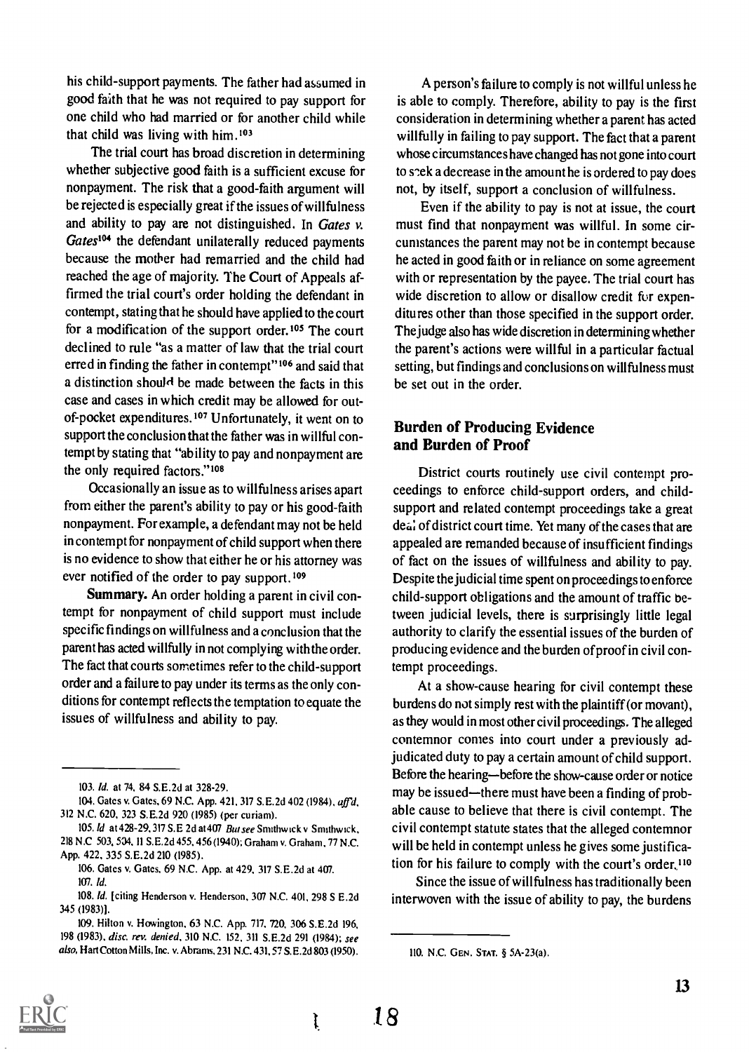his child-support payments. The father had assumed in good faith that he was not required to pay support for one child who had married or for another child while that child was living with him.[103]

The trial court has broad discretion in determining whether subjective good faith is a sufficient excuse for nonpayment. The risk that a good-faith argument will be rejected is especially great if the issues of willfulness and ability to pay are not distinguished. In *Gates v. Gates*[104] the defendant unilaterally reduced payments because the mother had remarried and the child had reached the age of majority. The Court of Appeals affirmed the trial court's order holding the defendant in contempt, stating that he should have applied to the court for a modification of the support order.[105] The court declined to rule "as a matter of law that the trial court erred in finding the father in contempt"[106] and said that a distinction should be made between the facts in this case and cases in which credit may be allowed for out-of-pocket expenditures.[107] Unfortunately, it went on to support the conclusion that the father was in willful contempt by stating that "ability to pay and nonpayment are the only required factors."[108]

Occasionally an issue as to willfulness arises apart from either the parent's ability to pay or his good-faith nonpayment. For example, a defendant may not be held in contempt for nonpayment of child support when there is no evidence to show that either he or his attorney was ever notified of the order to pay support.[109]

**Summary.** An order holding a parent in civil contempt for nonpayment of child support must include specific findings on willfulness and a conclusion that the parent has acted willfully in not complying with the order. The fact that courts sometimes refer to the child-support order and a failure to pay under its terms as the only conditions for contempt reflects the temptation to equate the issues of willfulness and ability to pay.

A person's failure to comply is not willful unless he is able to comply. Therefore, ability to pay is the first consideration in determining whether a parent has acted willfully in failing to pay support. The fact that a parent whose circumstances have changed has not gone into court to seek a decrease in the amount he is ordered to pay does not, by itself, support a conclusion of willfulness.

Even if the ability to pay is not at issue, the court must find that nonpayment was willful. In some circumstances the parent may not be in contempt because he acted in good faith or in reliance on some agreement with or representation by the payee. The trial court has wide discretion to allow or disallow credit for expenditures other than those specified in the support order. The judge also has wide discretion in determining whether the parent's actions were willful in a particular factual setting, but findings and conclusions on willfulness must be set out in the order.

## Burden of Producing Evidence and Burden of Proof

District courts routinely use civil contempt proceedings to enforce child-support orders, and child-support and related contempt proceedings take a great deal of district court time. Yet many of the cases that are appealed are remanded because of insufficient findings of fact on the issues of willfulness and ability to pay. Despite the judicial time spent on proceedings to enforce child-support obligations and the amount of traffic between judicial levels, there is surprisingly little legal authority to clarify the essential issues of the burden of producing evidence and the burden of proof in civil contempt proceedings.

At a show-cause hearing for civil contempt these burdens do not simply rest with the plaintiff (or movant), as they would in most other civil proceedings. The alleged contemnor comes into court under a previously adjudicated duty to pay a certain amount of child support. Before the hearing—before the show-cause order or notice may be issued—there must have been a finding of probable cause to believe that there is civil contempt. The civil contempt statute states that the alleged contemnor will be held in contempt unless he gives some justification for his failure to comply with the court's order.[110]

Since the issue of willfulness has traditionally been interwoven with the issue of ability to pay, the burdens

---

103. *Id.* at 74, 84 S.E.2d at 328-29.

104. Gates v. Gates, 69 N.C. App. 421, 317 S.E.2d 402 (1984), *aff'd*, 312 N.C. 620, 323 S.E.2d 920 (1985) (per curiam).

105. *Id* at 428-29, 317 S.E 2d at 407 *But see* Smithwick v Smithwick, 218 N.C 503, 504, 11 S.E.2d 455, 456 (1940); Graham v. Graham, 77 N.C. App. 422, 335 S.E.2d 210 (1985).

106. Gates v. Gates, 69 N.C. App. at 429, 317 S.E.2d at 407.

107. *Id.*

108. *Id.* [citing Henderson v. Henderson, 307 N.C. 401, 298 S E.2d 345 (1983)].

109. Hilton v. Howington, 63 N.C. App. 717, 720, 306 S.E.2d 196, 198 (1983), *disc. rev. denied*, 310 N.C. 152, 311 S.E.2d 291 (1984); *see also*, Hart Cotton Mills, Inc. v. Abrams, 231 N.C. 431, 57 S.E.2d 803 (1950).

110. N.C. GEN. STAT. § 5A-23(a).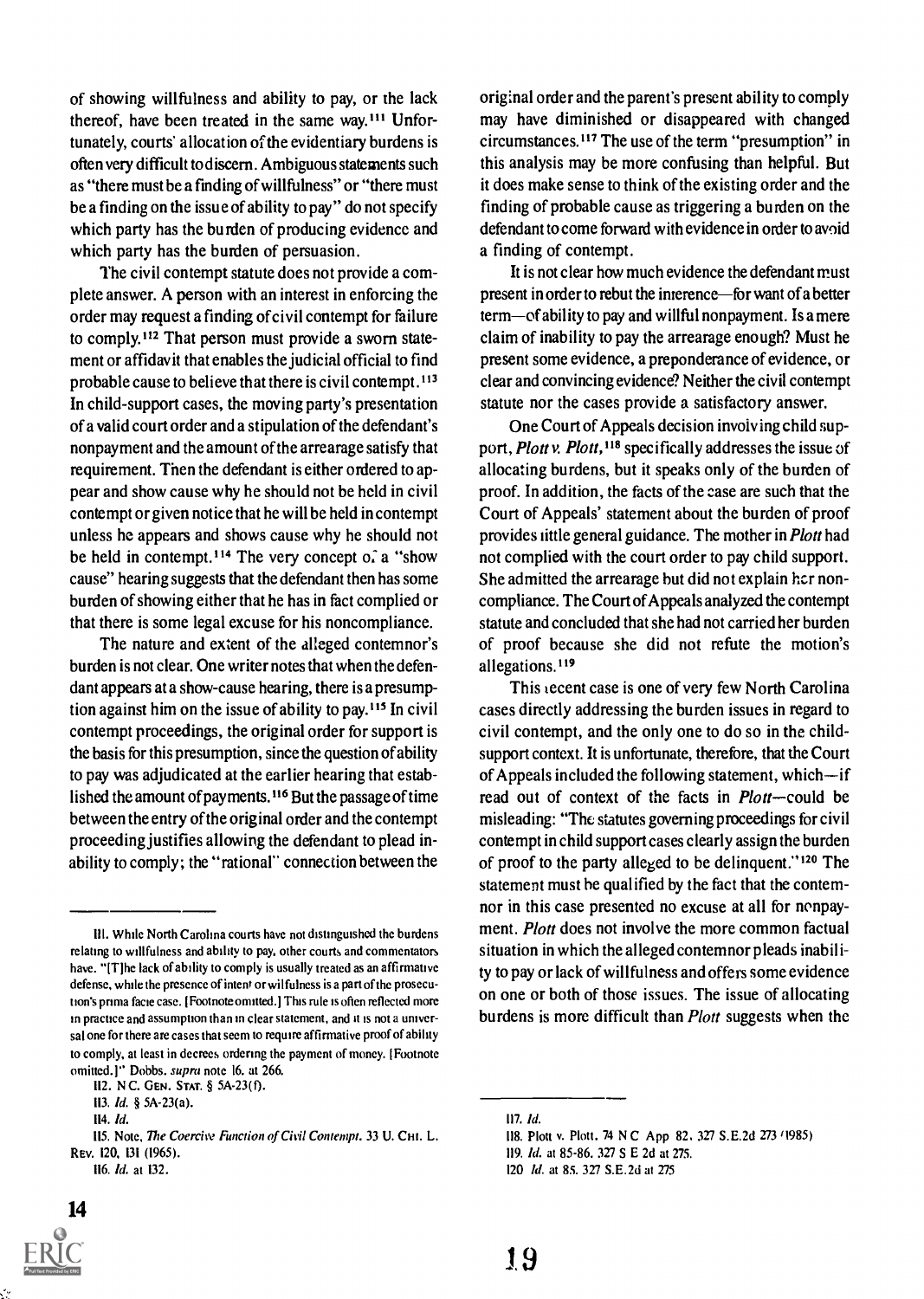of showing willfulness and ability to pay, or the lack thereof, have been treated in the same way.[111] Unfortunately, courts' allocation of the evidentiary burdens is often very difficult to discern. Ambiguous statements such as "there must be a finding of willfulness" or "there must be a finding on the issue of ability to pay" do not specify which party has the burden of producing evidence and which party has the burden of persuasion.

The civil contempt statute does not provide a complete answer. A person with an interest in enforcing the order may request a finding of civil contempt for failure to comply.[112] That person must provide a sworn statement or affidavit that enables the judicial official to find probable cause to believe that there is civil contempt.[113] In child-support cases, the moving party's presentation of a valid court order and a stipulation of the defendant's nonpayment and the amount of the arrearage satisfy that requirement. Then the defendant is either ordered to appear and show cause why he should not be held in civil contempt or given notice that he will be held in contempt unless he appears and shows cause why he should not be held in contempt.[114] The very concept of a "show cause" hearing suggests that the defendant then has some burden of showing either that he has in fact complied or that there is some legal excuse for his noncompliance.

The nature and extent of the alleged contemnor's burden is not clear. One writer notes that when the defendant appears at a show-cause hearing, there is a presumption against him on the issue of ability to pay.[115] In civil contempt proceedings, the original order for support is the basis for this presumption, since the question of ability to pay was adjudicated at the earlier hearing that established the amount of payments.[116] But the passage of time between the entry of the original order and the contempt proceeding justifies allowing the defendant to plead inability to comply; the "rational" connection between the original order and the parent's present ability to comply may have diminished or disappeared with changed circumstances.[117] The use of the term "presumption" in this analysis may be more confusing than helpful. But it does make sense to think of the existing order and the finding of probable cause as triggering a burden on the defendant to come forward with evidence in order to avoid a finding of contempt.

It is not clear how much evidence the defendant must present in order to rebut the inference—for want of a better term—of ability to pay and willful nonpayment. Is a mere claim of inability to pay the arrearage enough? Must he present some evidence, a preponderance of evidence, or clear and convincing evidence? Neither the civil contempt statute nor the cases provide a satisfactory answer.

One Court of Appeals decision involving child support, *Plott v. Plott*,[118] specifically addresses the issue of allocating burdens, but it speaks only of the burden of proof. In addition, the facts of the case are such that the Court of Appeals' statement about the burden of proof provides little general guidance. The mother in *Plott* had not complied with the court order to pay child support. She admitted the arrearage but did not explain her noncompliance. The Court of Appeals analyzed the contempt statute and concluded that she had not carried her burden of proof because she did not refute the motion's allegations.[119]

This recent case is one of very few North Carolina cases directly addressing the burden issues in regard to civil contempt, and the only one to do so in the child-support context. It is unfortunate, therefore, that the Court of Appeals included the following statement, which—if read out of context of the facts in *Plott*—could be misleading: "The statutes governing proceedings for civil contempt in child support cases clearly assign the burden of proof to the party alleged to be delinquent."[120] The statement must be qualified by the fact that the contemnor in this case presented no excuse at all for nonpayment. *Plott* does not involve the more common factual situation in which the alleged contemnor pleads inability to pay or lack of willfulness and offers some evidence on one or both of those issues. The issue of allocating burdens is more difficult than *Plott* suggests when the

---

111. While North Carolina courts have not distinguished the burdens relating to willfulness and ability to pay, other courts and commentators have. "[T]he lack of ability to comply is usually treated as an affirmative defense, while the presence of intent or wilfulness is a part of the prosecution's prima facie case. [Footnote omitted.] This rule is often reflected more in practice and assumption than in clear statement, and it is not a universal one for there are cases that seem to require affirmative proof of ability to comply, at least in decrees ordering the payment of money. [Footnote omitted.]" Dobbs, *supra* note 16, at 266.

112. N.C. GEN. STAT. § 5A-23(f).

113. *Id.* § 5A-23(a).

114. *Id.*

115. Note, *The Coercive Function of Civil Contempt*, 33 U. CHI. L. REV. 120, 131 (1965).

116. *Id.* at 132.

117. *Id.*

118. Plott v. Plott, 74 N.C. App. 82, 327 S.E.2d 273 (1985).

119. *Id.* at 85-86, 327 S.E.2d at 275.

120. *Id.* at 85, 327 S.E.2d at 275.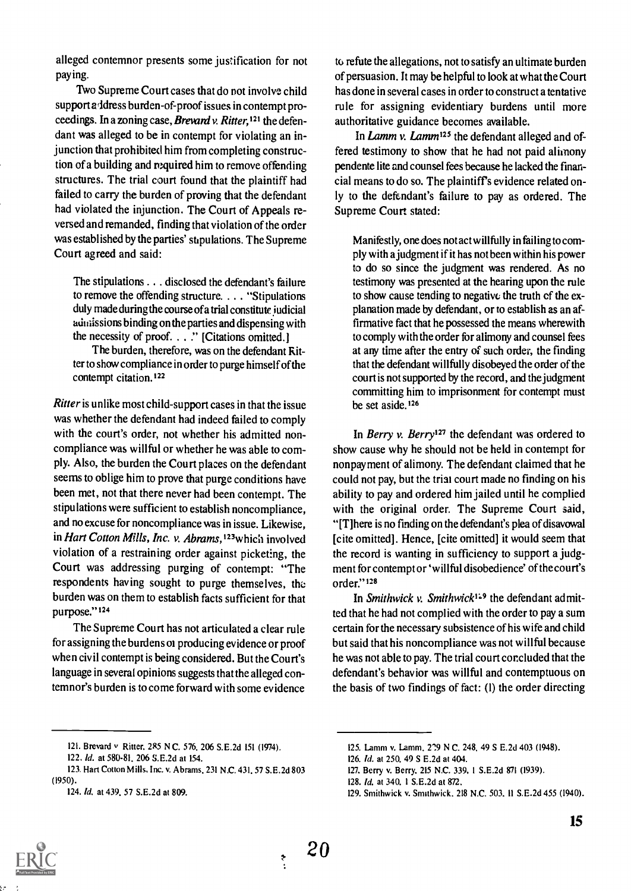alleged contemnor presents some justification for not paying.

Two Supreme Court cases that do not involve child support address burden-of-proof issues in contempt proceedings. In a zoning case, *Brevard v. Ritter*,[121] the defendant was alleged to be in contempt for violating an injunction that prohibited him from completing construction of a building and required him to remove offending structures. The trial court found that the plaintiff had failed to carry the burden of proving that the defendant had violated the injunction. The Court of Appeals reversed and remanded, finding that violation of the order was established by the parties' stipulations. The Supreme Court agreed and said:

> The stipulations . . . disclosed the defendant's failure to remove the offending structure. . . . "Stipulations duly made during the course of a trial constitute judicial admissions binding on the parties and dispensing with the necessity of proof. . . ." [Citations omitted.]
>
> The burden, therefore, was on the defendant Ritter to show compliance in order to purge himself of the contempt citation.[122]

*Ritter* is unlike most child-support cases in that the issue was whether the defendant had indeed failed to comply with the court's order, not whether his admitted noncompliance was willful or whether he was able to comply. Also, the burden the Court places on the defendant seems to oblige him to prove that purge conditions have been met, not that there never had been contempt. The stipulations were sufficient to establish noncompliance, and no excuse for noncompliance was in issue. Likewise, in *Hart Cotton Mills, Inc. v. Abrams*,[123] which involved violation of a restraining order against picketing, the Court was addressing purging of contempt: "The respondents having sought to purge themselves, the burden was on them to establish facts sufficient for that purpose."[124]

The Supreme Court has not articulated a clear rule for assigning the burdens of producing evidence or proof when civil contempt is being considered. But the Court's language in several opinions suggests that the alleged contemnor's burden is to come forward with some evidence to refute the allegations, not to satisfy an ultimate burden of persuasion. It may be helpful to look at what the Court has done in several cases in order to construct a tentative rule for assigning evidentiary burdens until more authoritative guidance becomes available.

In *Lamm v. Lamm*[125] the defendant alleged and offered testimony to show that he had not paid alimony pendente lite and counsel fees because he lacked the financial means to do so. The plaintiff's evidence related only to the defendant's failure to pay as ordered. The Supreme Court stated:

> Manifestly, one does not act willfully in failing to comply with a judgment if it has not been within his power to do so since the judgment was rendered. As no testimony was presented at the hearing upon the rule to show cause tending to negative the truth of the explanation made by defendant, or to establish as an affirmative fact that he possessed the means wherewith to comply with the order for alimony and counsel fees at any time after the entry of such order, the finding that the defendant willfully disobeyed the order of the court is not supported by the record, and the judgment committing him to imprisonment for contempt must be set aside.[126]

In *Berry v. Berry*[127] the defendant was ordered to show cause why he should not be held in contempt for nonpayment of alimony. The defendant claimed that he could not pay, but the trial court made no finding on his ability to pay and ordered him jailed until he complied with the original order. The Supreme Court said, "[T]here is no finding on the defendant's plea of disavowal [cite omitted]. Hence, [cite omitted] it would seem that the record is wanting in sufficiency to support a judgment for contempt or 'willful disobedience' of the court's order."[128]

In *Smithwick v. Smithwick*[129] the defendant admitted that he had not complied with the order to pay a sum certain for the necessary subsistence of his wife and child but said that his noncompliance was not willful because he was not able to pay. The trial court concluded that the defendant's behavior was willful and contemptuous on the basis of two findings of fact: (1) the order directing

---

121. Brevard v. Ritter, 285 N.C. 576, 206 S.E.2d 151 (1974).

122. *Id.* at 580-81, 206 S.E.2d at 154.

123. Hart Cotton Mills, Inc. v. Abrams, 231 N.C. 431, 57 S.E.2d 803 (1950).

124. *Id.* at 439, 57 S.E.2d at 809.

125. Lamm v. Lamm, 229 N.C. 248, 49 S.E.2d 403 (1948).

126. *Id.* at 250, 49 S.E.2d at 404.

127. Berry v. Berry, 215 N.C. 339, 1 S.E.2d 871 (1939).

128. *Id.* at 340, 1 S.E.2d at 872.

129. Smithwick v. Smithwick, 218 N.C. 503, 11 S.E.2d 455 (1940).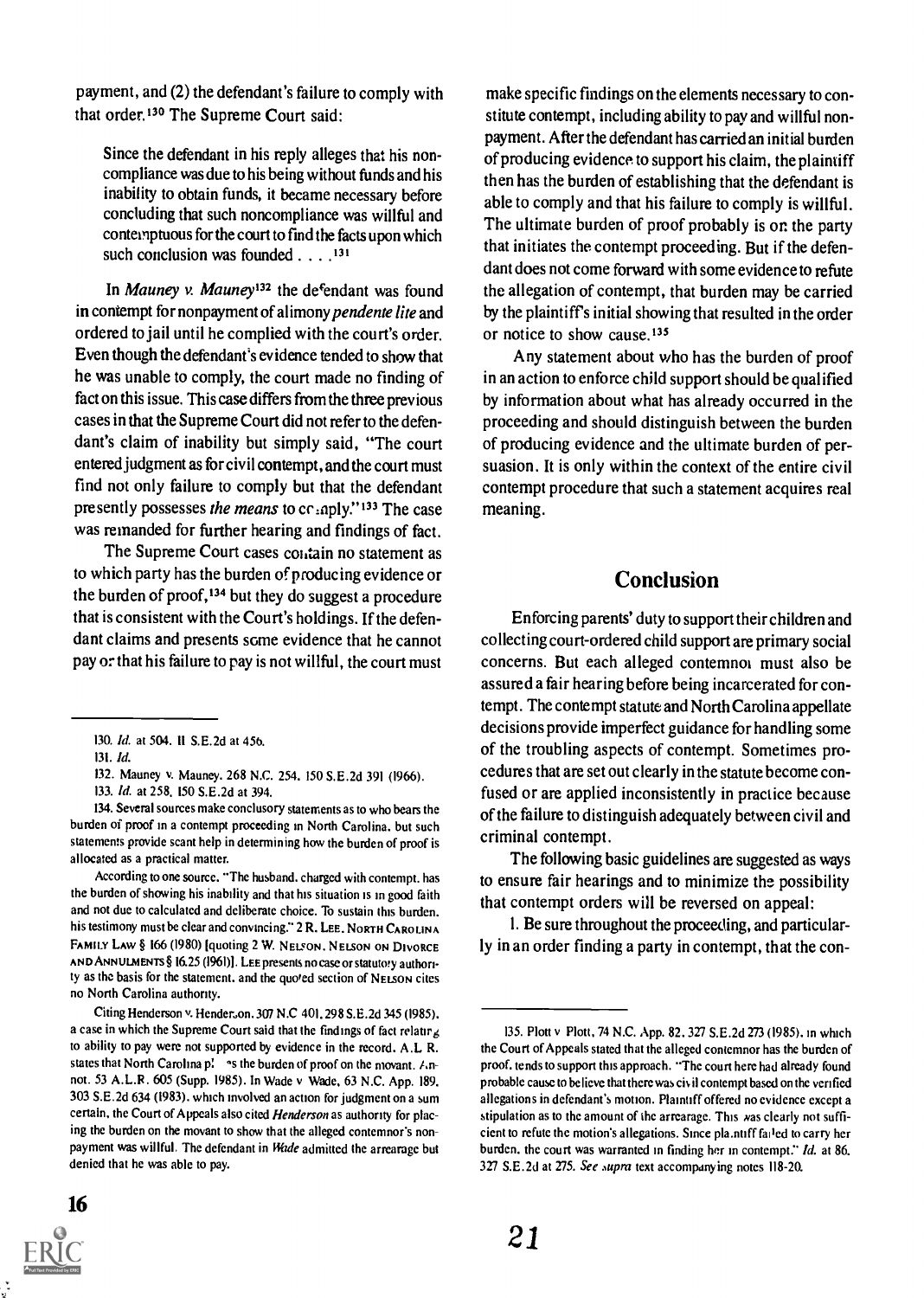payment, and (2) the defendant's failure to comply with that order.[130] The Supreme Court said:

> Since the defendant in his reply alleges that his noncompliance was due to his being without funds and his inability to obtain funds, it became necessary before concluding that such noncompliance was willful and contemptuous for the court to find the facts upon which such conclusion was founded . . . .[131]

In *Mauney v. Mauney*[132] the defendant was found in contempt for nonpayment of alimony *pendente lite* and ordered to jail until he complied with the court's order. Even though the defendant's evidence tended to show that he was unable to comply, the court made no finding of fact on this issue. This case differs from the three previous cases in that the Supreme Court did not refer to the defendant's claim of inability but simply said, "The court entered judgment as for civil contempt, and the court must find not only failure to comply but that the defendant presently possesses *the means* to comply."[133] The case was remanded for further hearing and findings of fact.

The Supreme Court cases contain no statement as to which party has the burden of producing evidence or the burden of proof,[134] but they do suggest a procedure that is consistent with the Court's holdings. If the defendant claims and presents some evidence that he cannot pay or that his failure to pay is not willful, the court must make specific findings on the elements necessary to constitute contempt, including ability to pay and willful nonpayment. After the defendant has carried an initial burden of producing evidence to support his claim, the plaintiff then has the burden of establishing that the defendant is able to comply and that his failure to comply is willful. The ultimate burden of proof probably is on the party that initiates the contempt proceeding. But if the defendant does not come forward with some evidence to refute the allegation of contempt, that burden may be carried by the plaintiff's initial showing that resulted in the order or notice to show cause.[135]

Any statement about who has the burden of proof in an action to enforce child support should be qualified by information about what has already occurred in the proceeding and should distinguish between the burden of producing evidence and the ultimate burden of persuasion. It is only within the context of the entire civil contempt procedure that such a statement acquires real meaning.

## Conclusion

Enforcing parents' duty to support their children and collecting court-ordered child support are primary social concerns. But each alleged contemnor must also be assured a fair hearing before being incarcerated for contempt. The contempt statute and North Carolina appellate decisions provide imperfect guidance for handling some of the troubling aspects of contempt. Sometimes procedures that are set out clearly in the statute become confused or are applied inconsistently in practice because of the failure to distinguish adequately between civil and criminal contempt.

The following basic guidelines are suggested as ways to ensure fair hearings and to minimize the possibility that contempt orders will be reversed on appeal:

1. Be sure throughout the proceeding, and particularly in an order finding a party in contempt, that the con-

---

130. *Id.* at 504, 11 S.E.2d at 456.

131. *Id.*

132. Mauney v. Mauney, 268 N.C. 254, 150 S.E.2d 391 (1966).

133. *Id.* at 258, 150 S.E.2d at 394.

134. Several sources make conclusory statements as to who bears the burden of proof in a contempt proceeding in North Carolina, but such statements provide scant help in determining how the burden of proof is allocated as a practical matter.

According to one source, "The husband, charged with contempt, has the burden of showing his inability and that his situation is in good faith and not due to calculated and deliberate choice. To sustain this burden, his testimony must be clear and convincing." 2 R. LEE, NORTH CAROLINA FAMILY LAW § 166 (1980) [quoting 2 W. NELSON, NELSON ON DIVORCE AND ANNULMENTS § 16.25 (1961)]. LEE presents no case or statutory authority as the basis for the statement, and the quoted section of NELSON cites no North Carolina authority.

Citing Henderson v. Henderson, 307 N.C 401, 298 S.E.2d 345 (1985), a case in which the Supreme Court said that the findings of fact relating to ability to pay were not supported by evidence in the record, A.L.R. states that North Carolina places the burden of proof on the movant. Annot. 53 A.L.R. 605 (Supp. 1985). In Wade v. Wade, 63 N.C. App. 189, 303 S.E.2d 634 (1983), which involved an action for judgment on a sum certain, the Court of Appeals also cited *Henderson* as authority for placing the burden on the movant to show that the alleged contemnor's nonpayment was willful. The defendant in *Wade* admitted the arrearage but denied that he was able to pay.

135. Plott v. Plott, 74 N.C. App. 82, 327 S.E.2d 273 (1985), in which the Court of Appeals stated that the alleged contemnor has the burden of proof, tends to support this approach. "The court here had already found probable cause to believe that there was civil contempt based on the verified allegations in defendant's motion. Plaintiff offered no evidence except a stipulation as to the amount of the arrearage. This was clearly not sufficient to refute the motion's allegations. Since plaintiff failed to carry her burden, the court was warranted in finding her in contempt." *Id.* at 86, 327 S.E.2d at 275. *See supra* text accompanying notes 118-20.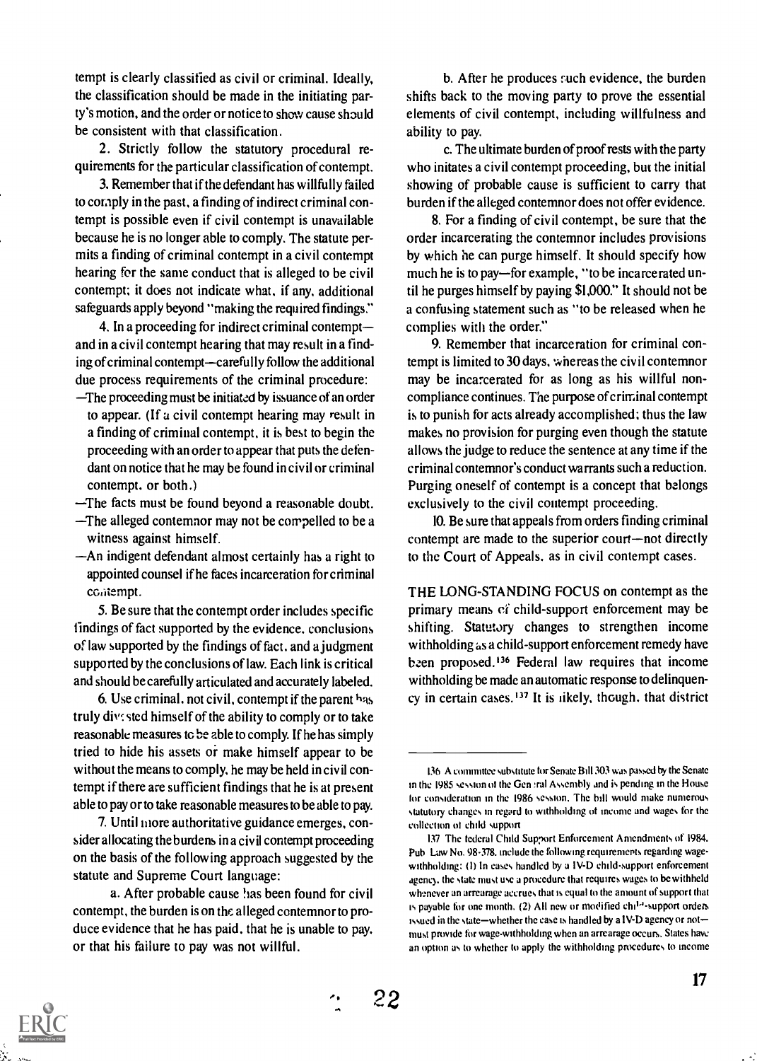tempt is clearly classified as civil or criminal. Ideally, the classification should be made in the initiating party's motion, and the order or notice to show cause should be consistent with that classification.

2. Strictly follow the statutory procedural requirements for the particular classification of contempt.

3. Remember that if the defendant has willfully failed to comply in the past, a finding of indirect criminal contempt is possible even if civil contempt is unavailable because he is no longer able to comply. The statute permits a finding of criminal contempt in a civil contempt hearing for the same conduct that is alleged to be civil contempt; it does not indicate what, if any, additional safeguards apply beyond "making the required findings."

4. In a proceeding for indirect criminal contempt—and in a civil contempt hearing that may result in a finding of criminal contempt—carefully follow the additional due process requirements of the criminal procedure:

- —The proceeding must be initiated by issuance of an order to appear. (If a civil contempt hearing may result in a finding of criminal contempt, it is best to begin the proceeding with an order to appear that puts the defendant on notice that he may be found in civil or criminal contempt, or both.)
- —The facts must be found beyond a reasonable doubt.
- —The alleged contemnor may not be compelled to be a witness against himself.
- —An indigent defendant almost certainly has a right to appointed counsel if he faces incarceration for criminal contempt.

5. Be sure that the contempt order includes specific findings of fact supported by the evidence, conclusions of law supported by the findings of fact, and a judgment supported by the conclusions of law. Each link is critical and should be carefully articulated and accurately labeled.

6. Use criminal, not civil, contempt if the parent has truly divested himself of the ability to comply or to take reasonable measures to be able to comply. If he has simply tried to hide his assets or make himself appear to be without the means to comply, he may be held in civil contempt if there are sufficient findings that he is at present able to pay or to take reasonable measures to be able to pay.

7. Until more authoritative guidance emerges, consider allocating the burdens in a civil contempt proceeding on the basis of the following approach suggested by the statute and Supreme Court language:

a. After probable cause has been found for civil contempt, the burden is on the alleged contemnor to produce evidence that he has paid, that he is unable to pay, or that his failure to pay was not willful.

b. After he produces such evidence, the burden shifts back to the moving party to prove the essential elements of civil contempt, including willfulness and ability to pay.

c. The ultimate burden of proof rests with the party who initates a civil contempt proceeding, but the initial showing of probable cause is sufficient to carry that burden if the alleged contemnor does not offer evidence.

8. For a finding of civil contempt, be sure that the order incarcerating the contemnor includes provisions by which he can purge himself. It should specify how much he is to pay—for example, "to be incarcerated until he purges himself by paying $1,000." It should not be a confusing statement such as "to be released when he complies with the order."

9. Remember that incarceration for criminal contempt is limited to 30 days, whereas the civil contemnor may be incarcerated for as long as his willful noncompliance continues. The purpose of criminal contempt is to punish for acts already accomplished; thus the law makes no provision for purging even though the statute allows the judge to reduce the sentence at any time if the criminal contemnor's conduct warrants such a reduction. Purging oneself of contempt is a concept that belongs exclusively to the civil contempt proceeding.

10. Be sure that appeals from orders finding criminal contempt are made to the superior court—not directly to the Court of Appeals, as in civil contempt cases.

THE LONG-STANDING FOCUS on contempt as the primary means of child-support enforcement may be shifting. Statutory changes to strengthen income withholding as a child-support enforcement remedy have been proposed.[136] Federal law requires that income withholding be made an automatic response to delinquency in certain cases.[137] It is likely, though, that district

---

136 A committee substitute for Senate Bill 303 was passed by the Senate in the 1985 session of the General Assembly and is pending in the House for consideration in the 1986 session. The bill would make numerous statutory changes in regard to withholding of income and wages for the collection of child support.

137 The federal Child Support Enforcement Amendments of 1984, Pub. Law No. 98-378, include the following requirements regarding wage-withholding: (1) In cases handled by a IV-D child-support enforcement agency, the state must use a procedure that requires wages to be withheld whenever an arrearage accrues that is equal to the amount of support that is payable for one month. (2) All new or modified child-support orders issued in the state—whether the case is handled by a IV-D agency or not—must provide for wage-withholding when an arrearage occurs. States have an option as to whether to apply the withholding procedures to income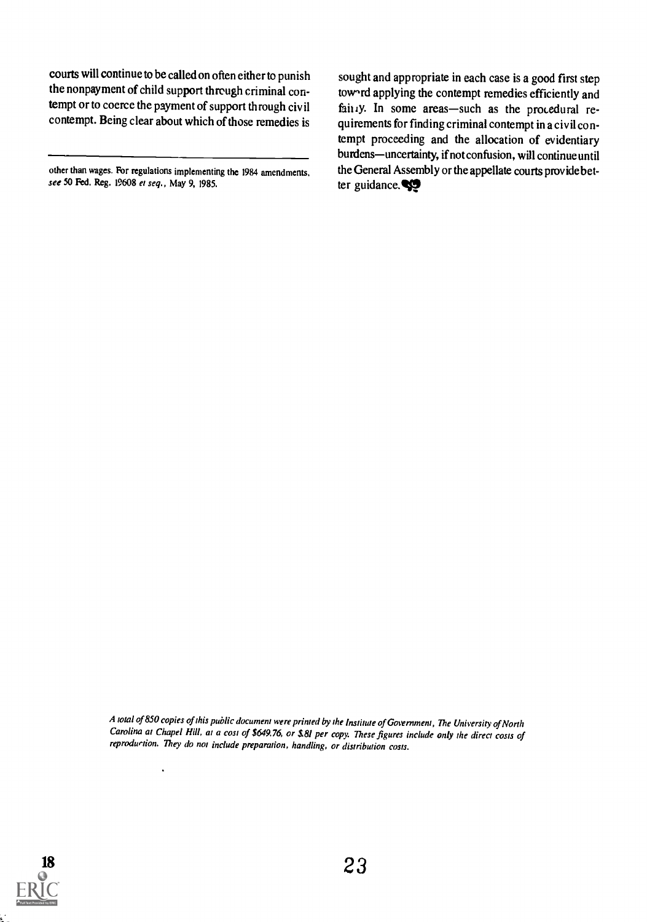courts will continue to be called on often either to punish the nonpayment of child support through criminal contempt or to coerce the payment of support through civil contempt. Being clear about which of those remedies is sought and appropriate in each case is a good first step toward applying the contempt remedies efficiently and fairly. In some areas—such as the procedural requirements for finding criminal contempt in a civil contempt proceeding and the allocation of evidentiary burdens—uncertainty, if not confusion, will continue until the General Assembly or the appellate courts provide better guidance.

---

other than wages. For regulations implementing the 1984 amendments, *see* 50 Fed. Reg. 19608 *et seq.*, May 9, 1985.

*A total of 850 copies of this public document were printed by the Institute of Government, The University of North Carolina at Chapel Hill, at a cost of $649.76, or $.81 per copy. These figures include only the direct costs of reproduction. They do not include preparation, handling, or distribution costs.*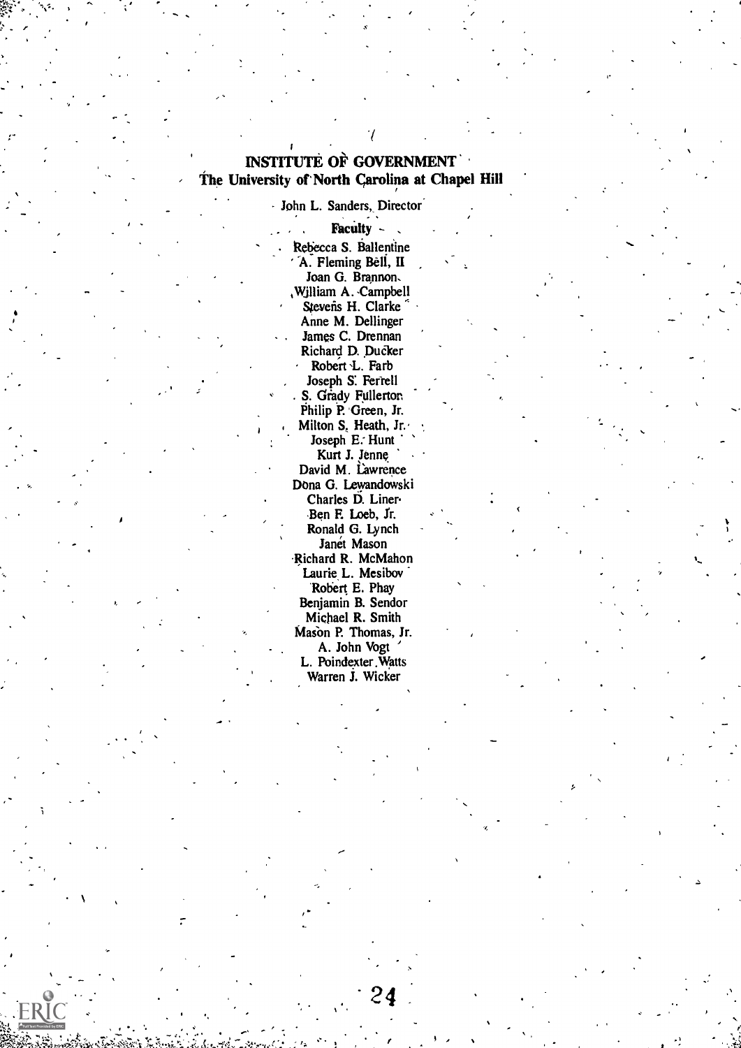# INSTITUTE OF GOVERNMENT

## The University of North Carolina at Chapel Hill

John L. Sanders, Director

**Faculty**

Rebecca S. Ballentine
A. Fleming Bell, II
Joan G. Brannon
William A. Campbell
Stevens H. Clarke
Anne M. Dellinger
James C. Drennan
Richard D. Ducker
Robert L. Farb
Joseph S. Ferrell
S. Grady Fullerton
Philip P. Green, Jr.
Milton S. Heath, Jr.
Joseph E. Hunt
Kurt J. Jenne
David M. Lawrence
Dona G. Lewandowski
Charles D. Liner
Ben F. Loeb, Jr.
Ronald G. Lynch
Janet Mason
Richard R. McMahon
Laurie L. Mesibov
Robert E. Phay
Benjamin B. Sendor
Michael R. Smith
Mason P. Thomas, Jr.
A. John Vogt
L. Poindexter Watts
Warren J. Wicker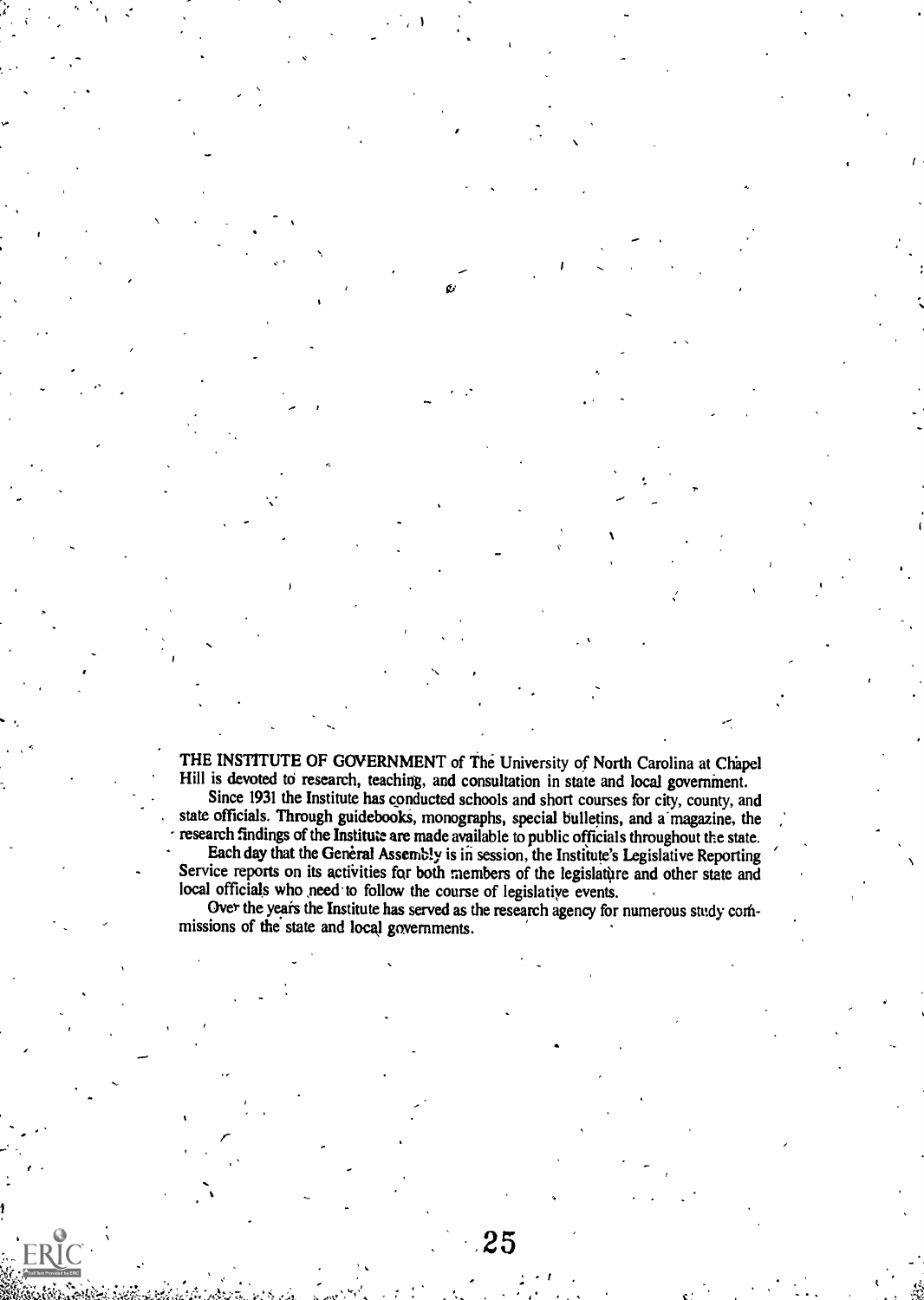THE INSTITUTE OF GOVERNMENT of The University of North Carolina at Chapel Hill is devoted to research, teaching, and consultation in state and local government.

Since 1931 the Institute has conducted schools and short courses for city, county, and state officials. Through guidebooks, monographs, special bulletins, and a magazine, the research findings of the Institute are made available to public officials throughout the state.

Each day that the General Assembly is in session, the Institute's Legislative Reporting Service reports on its activities for both members of the legislature and other state and local officials who need to follow the course of legislative events.

Over the years the Institute has served as the research agency for numerous study commissions of the state and local governments.